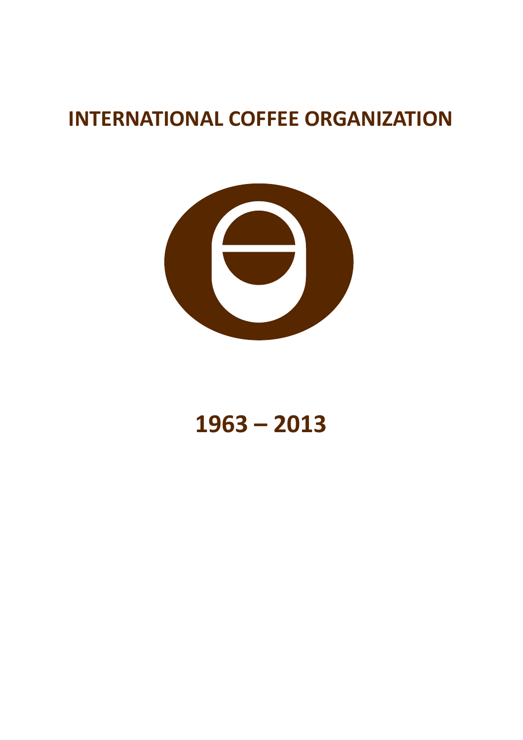# INTERNATIONAL COFFEE ORGANIZATION

## 1963 – 2013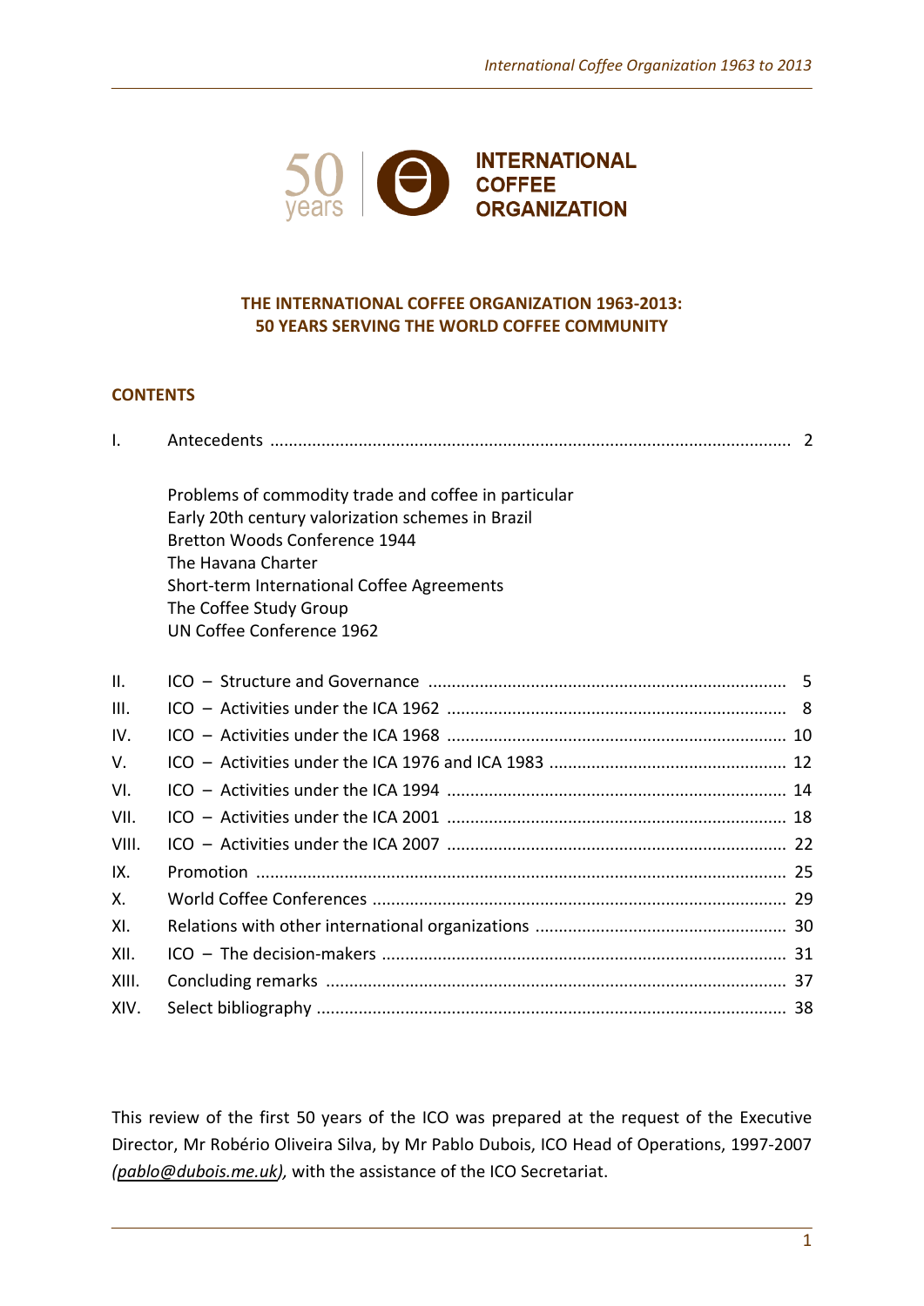**THE INTERNATIONAL COFFEE ORGANIZATION 1963-2013:**
**50 YEARS SERVING THE WORLD COFFEE COMMUNITY**

## CONTENTS

| | | |
|---|---|---|
| I. | Antecedents | 2 |
| | Problems of commodity trade and coffee in particular<br>Early 20th century valorization schemes in Brazil<br>Bretton Woods Conference 1944<br>The Havana Charter<br>Short-term International Coffee Agreements<br>The Coffee Study Group<br>UN Coffee Conference 1962 | |
| II. | ICO – Structure and Governance | 5 |
| III. | ICO – Activities under the ICA 1962 | 8 |
| IV. | ICO – Activities under the ICA 1968 | 10 |
| V. | ICO – Activities under the ICA 1976 and ICA 1983 | 12 |
| VI. | ICO – Activities under the ICA 1994 | 14 |
| VII. | ICO – Activities under the ICA 2001 | 18 |
| VIII. | ICO – Activities under the ICA 2007 | 22 |
| IX. | Promotion | 25 |
| X. | World Coffee Conferences | 29 |
| XI. | Relations with other international organizations | 30 |
| XII. | ICO – The decision-makers | 31 |
| XIII. | Concluding remarks | 37 |
| XIV. | Select bibliography | 38 |

This review of the first 50 years of the ICO was prepared at the request of the Executive Director, Mr Robério Oliveira Silva, by Mr Pablo Dubois, ICO Head of Operations, 1997-2007 *(pablo@dubois.me.uk),* with the assistance of the ICO Secretariat.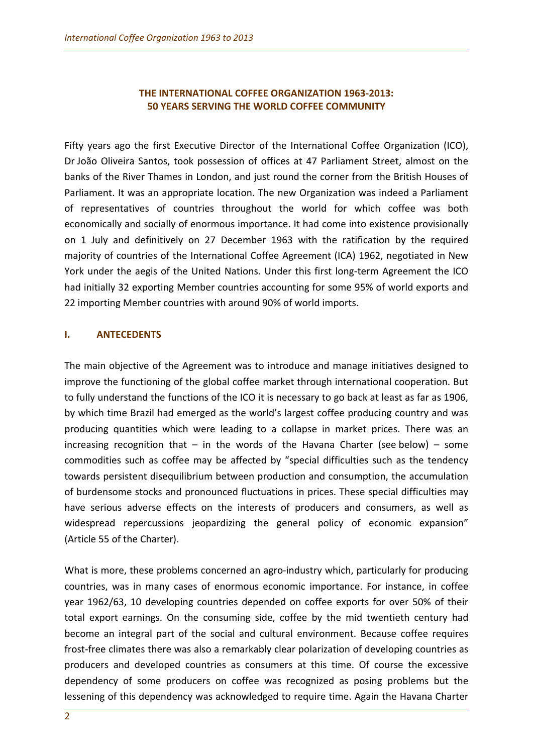## THE INTERNATIONAL COFFEE ORGANIZATION 1963-2013: 50 YEARS SERVING THE WORLD COFFEE COMMUNITY

Fifty years ago the first Executive Director of the International Coffee Organization (ICO), Dr João Oliveira Santos, took possession of offices at 47 Parliament Street, almost on the banks of the River Thames in London, and just round the corner from the British Houses of Parliament. It was an appropriate location. The new Organization was indeed a Parliament of representatives of countries throughout the world for which coffee was both economically and socially of enormous importance. It had come into existence provisionally on 1 July and definitively on 27 December 1963 with the ratification by the required majority of countries of the International Coffee Agreement (ICA) 1962, negotiated in New York under the aegis of the United Nations. Under this first long-term Agreement the ICO had initially 32 exporting Member countries accounting for some 95% of world exports and 22 importing Member countries with around 90% of world imports.

## I. ANTECEDENTS

The main objective of the Agreement was to introduce and manage initiatives designed to improve the functioning of the global coffee market through international cooperation. But to fully understand the functions of the ICO it is necessary to go back at least as far as 1906, by which time Brazil had emerged as the world's largest coffee producing country and was producing quantities which were leading to a collapse in market prices. There was an increasing recognition that – in the words of the Havana Charter (see below) – some commodities such as coffee may be affected by "special difficulties such as the tendency towards persistent disequilibrium between production and consumption, the accumulation of burdensome stocks and pronounced fluctuations in prices. These special difficulties may have serious adverse effects on the interests of producers and consumers, as well as widespread repercussions jeopardizing the general policy of economic expansion" (Article 55 of the Charter).

What is more, these problems concerned an agro-industry which, particularly for producing countries, was in many cases of enormous economic importance. For instance, in coffee year 1962/63, 10 developing countries depended on coffee exports for over 50% of their total export earnings. On the consuming side, coffee by the mid twentieth century had become an integral part of the social and cultural environment. Because coffee requires frost-free climates there was also a remarkably clear polarization of developing countries as producers and developed countries as consumers at this time. Of course the excessive dependency of some producers on coffee was recognized as posing problems but the lessening of this dependency was acknowledged to require time. Again the Havana Charter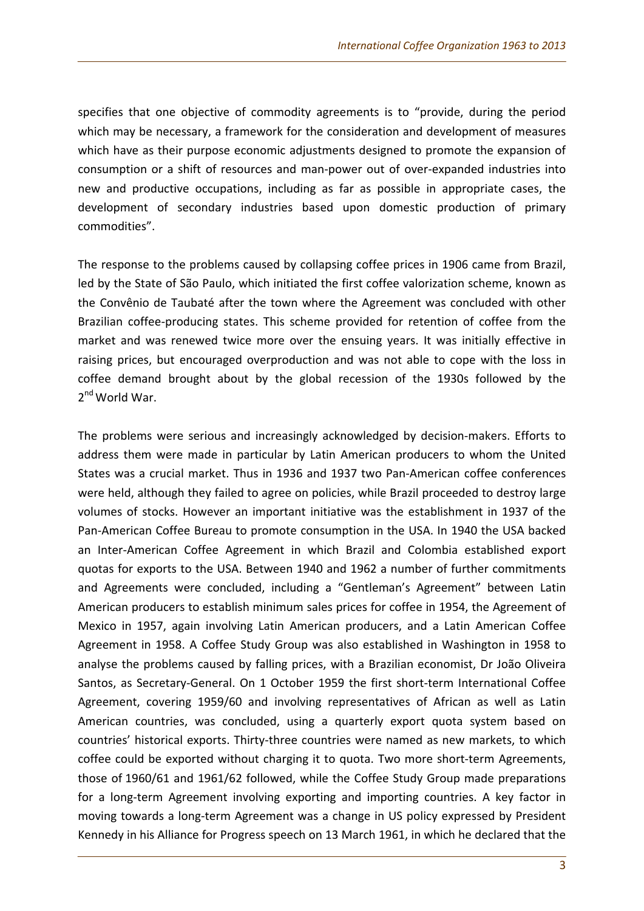specifies that one objective of commodity agreements is to "provide, during the period which may be necessary, a framework for the consideration and development of measures which have as their purpose economic adjustments designed to promote the expansion of consumption or a shift of resources and man-power out of over-expanded industries into new and productive occupations, including as far as possible in appropriate cases, the development of secondary industries based upon domestic production of primary commodities".

The response to the problems caused by collapsing coffee prices in 1906 came from Brazil, led by the State of São Paulo, which initiated the first coffee valorization scheme, known as the Convênio de Taubaté after the town where the Agreement was concluded with other Brazilian coffee-producing states. This scheme provided for retention of coffee from the market and was renewed twice more over the ensuing years. It was initially effective in raising prices, but encouraged overproduction and was not able to cope with the loss in coffee demand brought about by the global recession of the 1930s followed by the 2nd World War.

The problems were serious and increasingly acknowledged by decision-makers. Efforts to address them were made in particular by Latin American producers to whom the United States was a crucial market. Thus in 1936 and 1937 two Pan-American coffee conferences were held, although they failed to agree on policies, while Brazil proceeded to destroy large volumes of stocks. However an important initiative was the establishment in 1937 of the Pan-American Coffee Bureau to promote consumption in the USA. In 1940 the USA backed an Inter-American Coffee Agreement in which Brazil and Colombia established export quotas for exports to the USA. Between 1940 and 1962 a number of further commitments and Agreements were concluded, including a "Gentleman's Agreement" between Latin American producers to establish minimum sales prices for coffee in 1954, the Agreement of Mexico in 1957, again involving Latin American producers, and a Latin American Coffee Agreement in 1958. A Coffee Study Group was also established in Washington in 1958 to analyse the problems caused by falling prices, with a Brazilian economist, Dr João Oliveira Santos, as Secretary-General. On 1 October 1959 the first short-term International Coffee Agreement, covering 1959/60 and involving representatives of African as well as Latin American countries, was concluded, using a quarterly export quota system based on countries' historical exports. Thirty-three countries were named as new markets, to which coffee could be exported without charging it to quota. Two more short-term Agreements, those of 1960/61 and 1961/62 followed, while the Coffee Study Group made preparations for a long-term Agreement involving exporting and importing countries. A key factor in moving towards a long-term Agreement was a change in US policy expressed by President Kennedy in his Alliance for Progress speech on 13 March 1961, in which he declared that the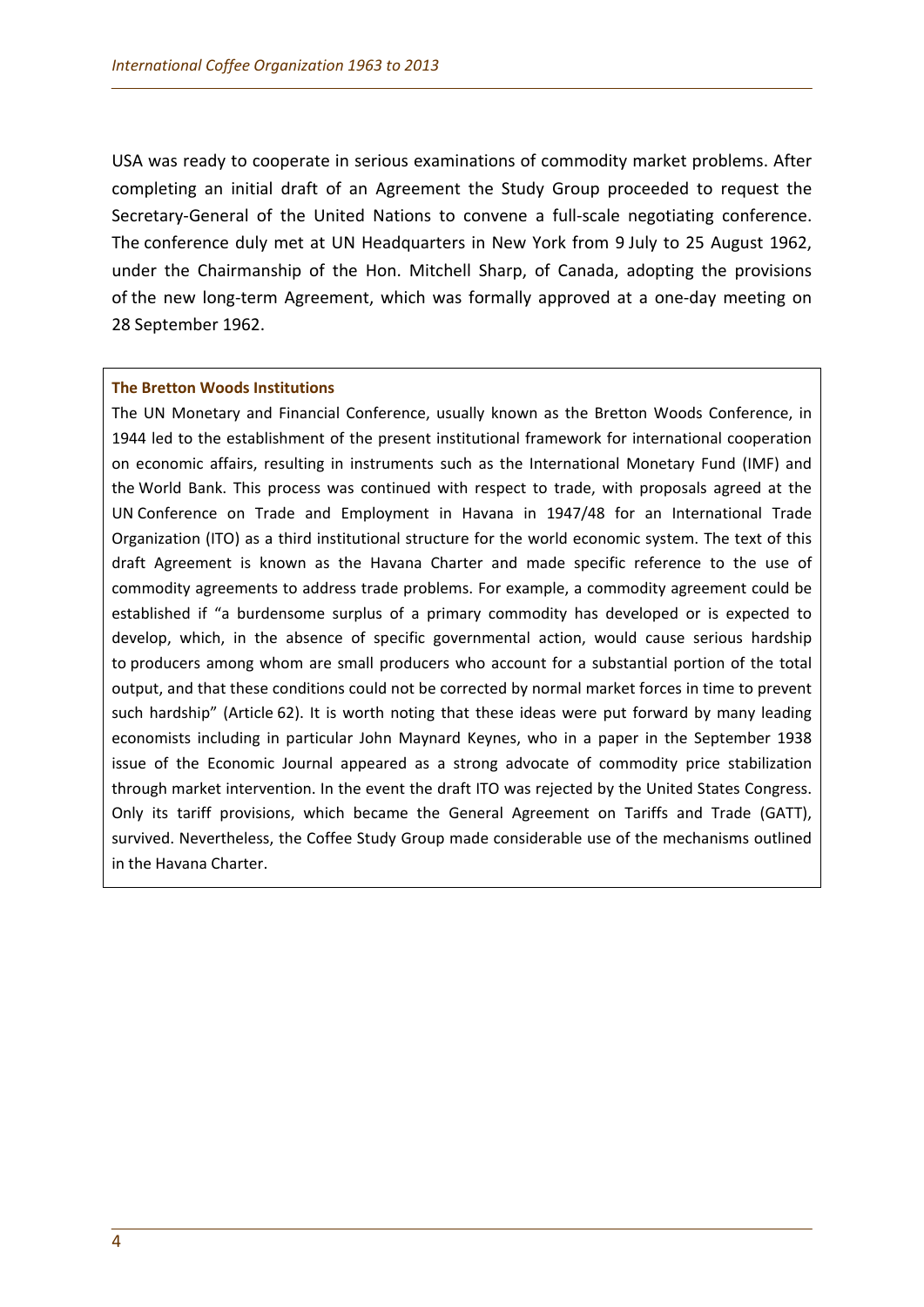USA was ready to cooperate in serious examinations of commodity market problems. After completing an initial draft of an Agreement the Study Group proceeded to request the Secretary-General of the United Nations to convene a full-scale negotiating conference. The conference duly met at UN Headquarters in New York from 9 July to 25 August 1962, under the Chairmanship of the Hon. Mitchell Sharp, of Canada, adopting the provisions of the new long-term Agreement, which was formally approved at a one-day meeting on 28 September 1962.

**The Bretton Woods Institutions**

The UN Monetary and Financial Conference, usually known as the Bretton Woods Conference, in 1944 led to the establishment of the present institutional framework for international cooperation on economic affairs, resulting in instruments such as the International Monetary Fund (IMF) and the World Bank. This process was continued with respect to trade, with proposals agreed at the UN Conference on Trade and Employment in Havana in 1947/48 for an International Trade Organization (ITO) as a third institutional structure for the world economic system. The text of this draft Agreement is known as the Havana Charter and made specific reference to the use of commodity agreements to address trade problems. For example, a commodity agreement could be established if "a burdensome surplus of a primary commodity has developed or is expected to develop, which, in the absence of specific governmental action, would cause serious hardship to producers among whom are small producers who account for a substantial portion of the total output, and that these conditions could not be corrected by normal market forces in time to prevent such hardship" (Article 62). It is worth noting that these ideas were put forward by many leading economists including in particular John Maynard Keynes, who in a paper in the September 1938 issue of the Economic Journal appeared as a strong advocate of commodity price stabilization through market intervention. In the event the draft ITO was rejected by the United States Congress. Only its tariff provisions, which became the General Agreement on Tariffs and Trade (GATT), survived. Nevertheless, the Coffee Study Group made considerable use of the mechanisms outlined in the Havana Charter.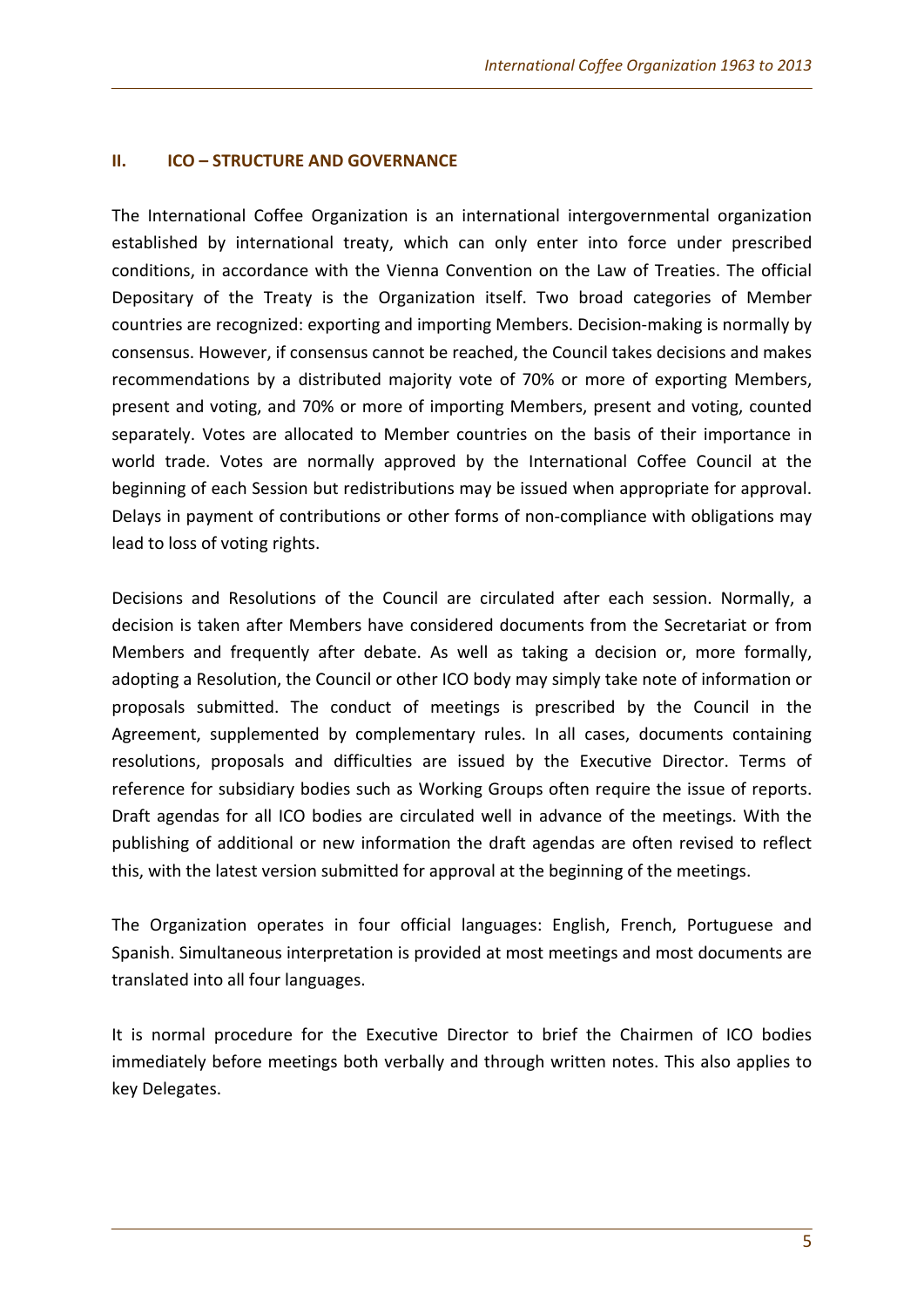## II. ICO – STRUCTURE AND GOVERNANCE

The International Coffee Organization is an international intergovernmental organization established by international treaty, which can only enter into force under prescribed conditions, in accordance with the Vienna Convention on the Law of Treaties. The official Depositary of the Treaty is the Organization itself. Two broad categories of Member countries are recognized: exporting and importing Members. Decision-making is normally by consensus. However, if consensus cannot be reached, the Council takes decisions and makes recommendations by a distributed majority vote of 70% or more of exporting Members, present and voting, and 70% or more of importing Members, present and voting, counted separately. Votes are allocated to Member countries on the basis of their importance in world trade. Votes are normally approved by the International Coffee Council at the beginning of each Session but redistributions may be issued when appropriate for approval. Delays in payment of contributions or other forms of non-compliance with obligations may lead to loss of voting rights.

Decisions and Resolutions of the Council are circulated after each session. Normally, a decision is taken after Members have considered documents from the Secretariat or from Members and frequently after debate. As well as taking a decision or, more formally, adopting a Resolution, the Council or other ICO body may simply take note of information or proposals submitted. The conduct of meetings is prescribed by the Council in the Agreement, supplemented by complementary rules. In all cases, documents containing resolutions, proposals and difficulties are issued by the Executive Director. Terms of reference for subsidiary bodies such as Working Groups often require the issue of reports. Draft agendas for all ICO bodies are circulated well in advance of the meetings. With the publishing of additional or new information the draft agendas are often revised to reflect this, with the latest version submitted for approval at the beginning of the meetings.

The Organization operates in four official languages: English, French, Portuguese and Spanish. Simultaneous interpretation is provided at most meetings and most documents are translated into all four languages.

It is normal procedure for the Executive Director to brief the Chairmen of ICO bodies immediately before meetings both verbally and through written notes. This also applies to key Delegates.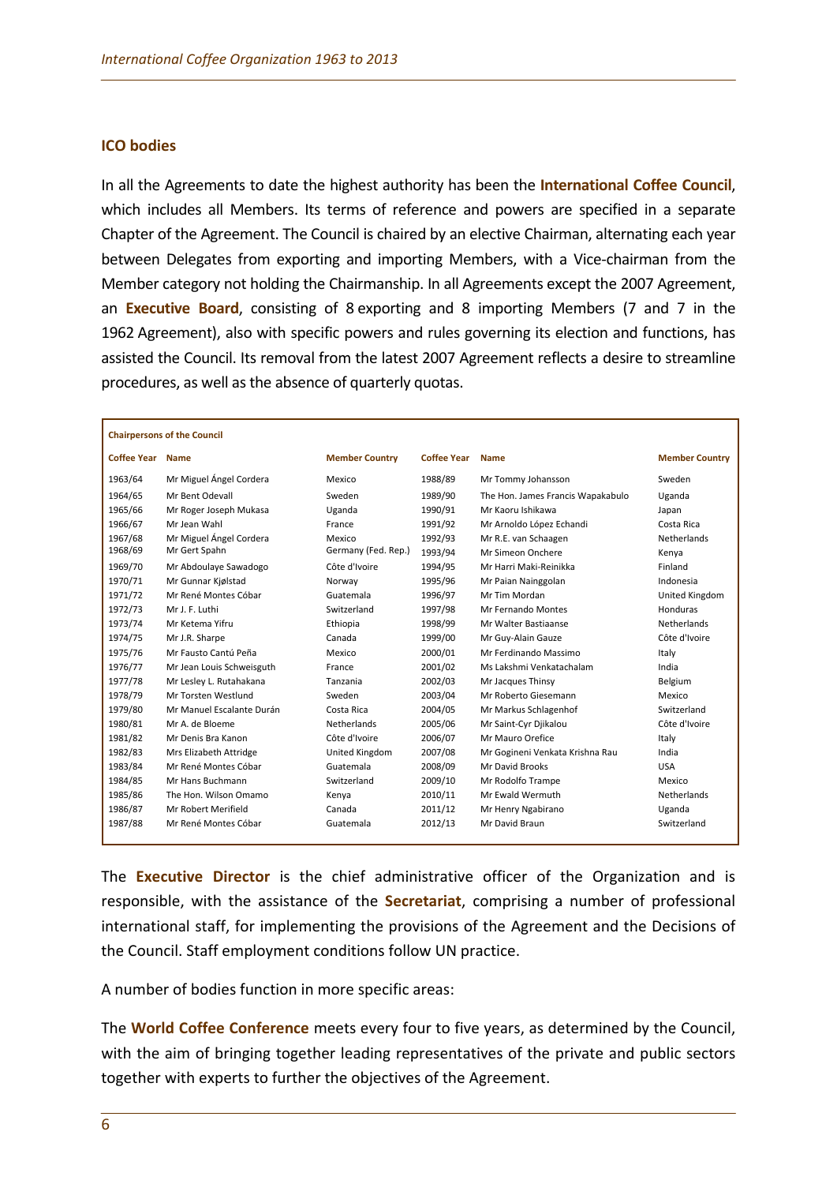## ICO bodies

In all the Agreements to date the highest authority has been the **International Coffee Council**, which includes all Members. Its terms of reference and powers are specified in a separate Chapter of the Agreement. The Council is chaired by an elective Chairman, alternating each year between Delegates from exporting and importing Members, with a Vice-chairman from the Member category not holding the Chairmanship. In all Agreements except the 2007 Agreement, an **Executive Board**, consisting of 8 exporting and 8 importing Members (7 and 7 in the 1962 Agreement), also with specific powers and rules governing its election and functions, has assisted the Council. Its removal from the latest 2007 Agreement reflects a desire to streamline procedures, as well as the absence of quarterly quotas.

**Chairpersons of the Council**

| Coffee Year | Name | Member Country | Coffee Year | Name | Member Country |
|---|---|---|---|---|---|
| 1963/64 | Mr Miguel Ángel Cordera | Mexico | 1988/89 | Mr Tommy Johansson | Sweden |
| 1964/65 | Mr Bent Odevall | Sweden | 1989/90 | The Hon. James Francis Wapakabulo | Uganda |
| 1965/66 | Mr Roger Joseph Mukasa | Uganda | 1990/91 | Mr Kaoru Ishikawa | Japan |
| 1966/67 | Mr Jean Wahl | France | 1991/92 | Mr Arnoldo López Echandi | Costa Rica |
| 1967/68 | Mr Miguel Ángel Cordera | Mexico | 1992/93 | Mr R.E. van Schaagen | Netherlands |
| 1968/69 | Mr Gert Spahn | Germany (Fed. Rep.) | 1993/94 | Mr Simeon Onchere | Kenya |
| 1969/70 | Mr Abdoulaye Sawadogo | Côte d'Ivoire | 1994/95 | Mr Harri Maki-Reinikka | Finland |
| 1970/71 | Mr Gunnar Kjølstad | Norway | 1995/96 | Mr Paian Nainggolan | Indonesia |
| 1971/72 | Mr René Montes Cóbar | Guatemala | 1996/97 | Mr Tim Mordan | United Kingdom |
| 1972/73 | Mr J. F. Luthi | Switzerland | 1997/98 | Mr Fernando Montes | Honduras |
| 1973/74 | Mr Ketema Yifru | Ethiopia | 1998/99 | Mr Walter Bastiaanse | Netherlands |
| 1974/75 | Mr J.R. Sharpe | Canada | 1999/00 | Mr Guy-Alain Gauze | Côte d'Ivoire |
| 1975/76 | Mr Fausto Cantú Peña | Mexico | 2000/01 | Mr Ferdinando Massimo | Italy |
| 1976/77 | Mr Jean Louis Schweisguth | France | 2001/02 | Ms Lakshmi Venkatachalam | India |
| 1977/78 | Mr Lesley L. Rutahakana | Tanzania | 2002/03 | Mr Jacques Thinsy | Belgium |
| 1978/79 | Mr Torsten Westlund | Sweden | 2003/04 | Mr Roberto Giesemann | Mexico |
| 1979/80 | Mr Manuel Escalante Durán | Costa Rica | 2004/05 | Mr Markus Schlagenhof | Switzerland |
| 1980/81 | Mr A. de Bloeme | Netherlands | 2005/06 | Mr Saint-Cyr Djikalou | Côte d'Ivoire |
| 1981/82 | Mr Denis Bra Kanon | Côte d'Ivoire | 2006/07 | Mr Mauro Orefice | Italy |
| 1982/83 | Mrs Elizabeth Attridge | United Kingdom | 2007/08 | Mr Gogineni Venkata Krishna Rau | India |
| 1983/84 | Mr René Montes Cóbar | Guatemala | 2008/09 | Mr David Brooks | USA |
| 1984/85 | Mr Hans Buchmann | Switzerland | 2009/10 | Mr Rodolfo Trampe | Mexico |
| 1985/86 | The Hon. Wilson Omamo | Kenya | 2010/11 | Mr Ewald Wermuth | Netherlands |
| 1986/87 | Mr Robert Merifield | Canada | 2011/12 | Mr Henry Ngabirano | Uganda |
| 1987/88 | Mr René Montes Cóbar | Guatemala | 2012/13 | Mr David Braun | Switzerland |

The **Executive Director** is the chief administrative officer of the Organization and is responsible, with the assistance of the **Secretariat**, comprising a number of professional international staff, for implementing the provisions of the Agreement and the Decisions of the Council. Staff employment conditions follow UN practice.

A number of bodies function in more specific areas:

The **World Coffee Conference** meets every four to five years, as determined by the Council, with the aim of bringing together leading representatives of the private and public sectors together with experts to further the objectives of the Agreement.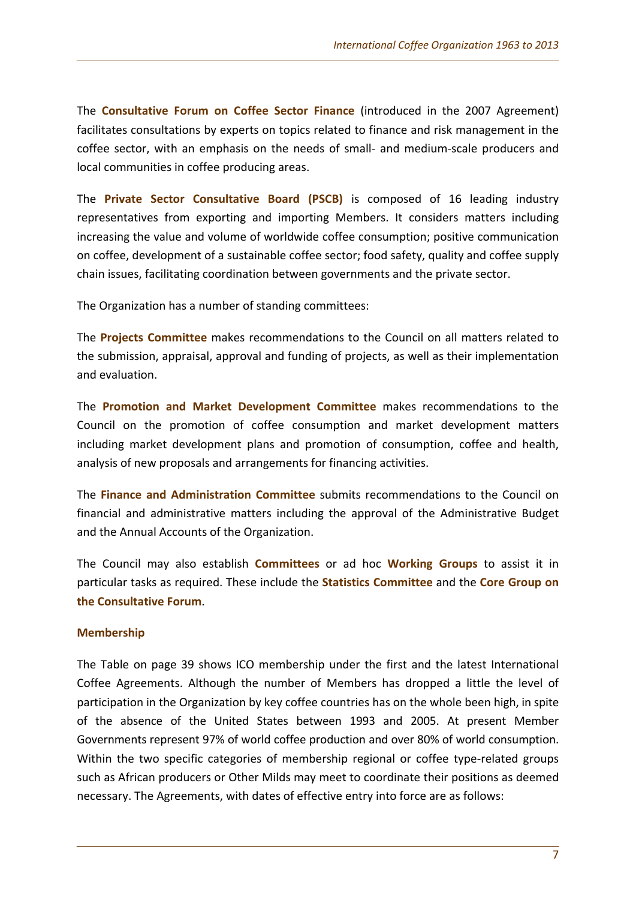The **Consultative Forum on Coffee Sector Finance** (introduced in the 2007 Agreement) facilitates consultations by experts on topics related to finance and risk management in the coffee sector, with an emphasis on the needs of small- and medium-scale producers and local communities in coffee producing areas.

The **Private Sector Consultative Board (PSCB)** is composed of 16 leading industry representatives from exporting and importing Members. It considers matters including increasing the value and volume of worldwide coffee consumption; positive communication on coffee, development of a sustainable coffee sector; food safety, quality and coffee supply chain issues, facilitating coordination between governments and the private sector.

The Organization has a number of standing committees:

The **Projects Committee** makes recommendations to the Council on all matters related to the submission, appraisal, approval and funding of projects, as well as their implementation and evaluation.

The **Promotion and Market Development Committee** makes recommendations to the Council on the promotion of coffee consumption and market development matters including market development plans and promotion of consumption, coffee and health, analysis of new proposals and arrangements for financing activities.

The **Finance and Administration Committee** submits recommendations to the Council on financial and administrative matters including the approval of the Administrative Budget and the Annual Accounts of the Organization.

The Council may also establish **Committees** or ad hoc **Working Groups** to assist it in particular tasks as required. These include the **Statistics Committee** and the **Core Group on the Consultative Forum**.

## Membership

The Table on page 39 shows ICO membership under the first and the latest International Coffee Agreements. Although the number of Members has dropped a little the level of participation in the Organization by key coffee countries has on the whole been high, in spite of the absence of the United States between 1993 and 2005. At present Member Governments represent 97% of world coffee production and over 80% of world consumption. Within the two specific categories of membership regional or coffee type-related groups such as African producers or Other Milds may meet to coordinate their positions as deemed necessary. The Agreements, with dates of effective entry into force are as follows: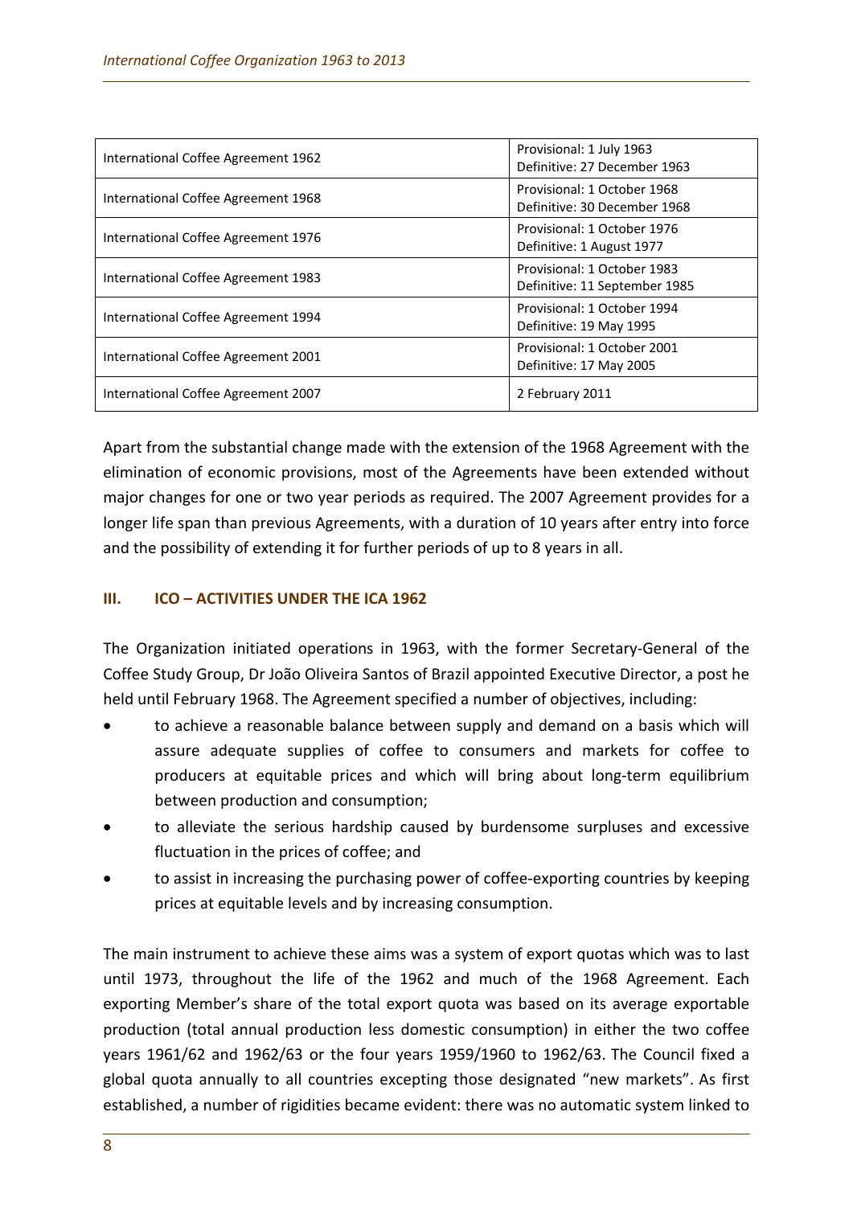| International Coffee Agreement | Entry into force |
| --- | --- |
| International Coffee Agreement 1962 | Provisional: 1 July 1963<br>Definitive: 27 December 1963 |
| International Coffee Agreement 1968 | Provisional: 1 October 1968<br>Definitive: 30 December 1968 |
| International Coffee Agreement 1976 | Provisional: 1 October 1976<br>Definitive: 1 August 1977 |
| International Coffee Agreement 1983 | Provisional: 1 October 1983<br>Definitive: 11 September 1985 |
| International Coffee Agreement 1994 | Provisional: 1 October 1994<br>Definitive: 19 May 1995 |
| International Coffee Agreement 2001 | Provisional: 1 October 2001<br>Definitive: 17 May 2005 |
| International Coffee Agreement 2007 | 2 February 2011 |

Apart from the substantial change made with the extension of the 1968 Agreement with the elimination of economic provisions, most of the Agreements have been extended without major changes for one or two year periods as required. The 2007 Agreement provides for a longer life span than previous Agreements, with a duration of 10 years after entry into force and the possibility of extending it for further periods of up to 8 years in all.

### III. ICO – ACTIVITIES UNDER THE ICA 1962

The Organization initiated operations in 1963, with the former Secretary-General of the Coffee Study Group, Dr João Oliveira Santos of Brazil appointed Executive Director, a post he held until February 1968. The Agreement specified a number of objectives, including:

- to achieve a reasonable balance between supply and demand on a basis which will assure adequate supplies of coffee to consumers and markets for coffee to producers at equitable prices and which will bring about long-term equilibrium between production and consumption;
- to alleviate the serious hardship caused by burdensome surpluses and excessive fluctuation in the prices of coffee; and
- to assist in increasing the purchasing power of coffee-exporting countries by keeping prices at equitable levels and by increasing consumption.

The main instrument to achieve these aims was a system of export quotas which was to last until 1973, throughout the life of the 1962 and much of the 1968 Agreement. Each exporting Member's share of the total export quota was based on its average exportable production (total annual production less domestic consumption) in either the two coffee years 1961/62 and 1962/63 or the four years 1959/1960 to 1962/63. The Council fixed a global quota annually to all countries excepting those designated "new markets". As first established, a number of rigidities became evident: there was no automatic system linked to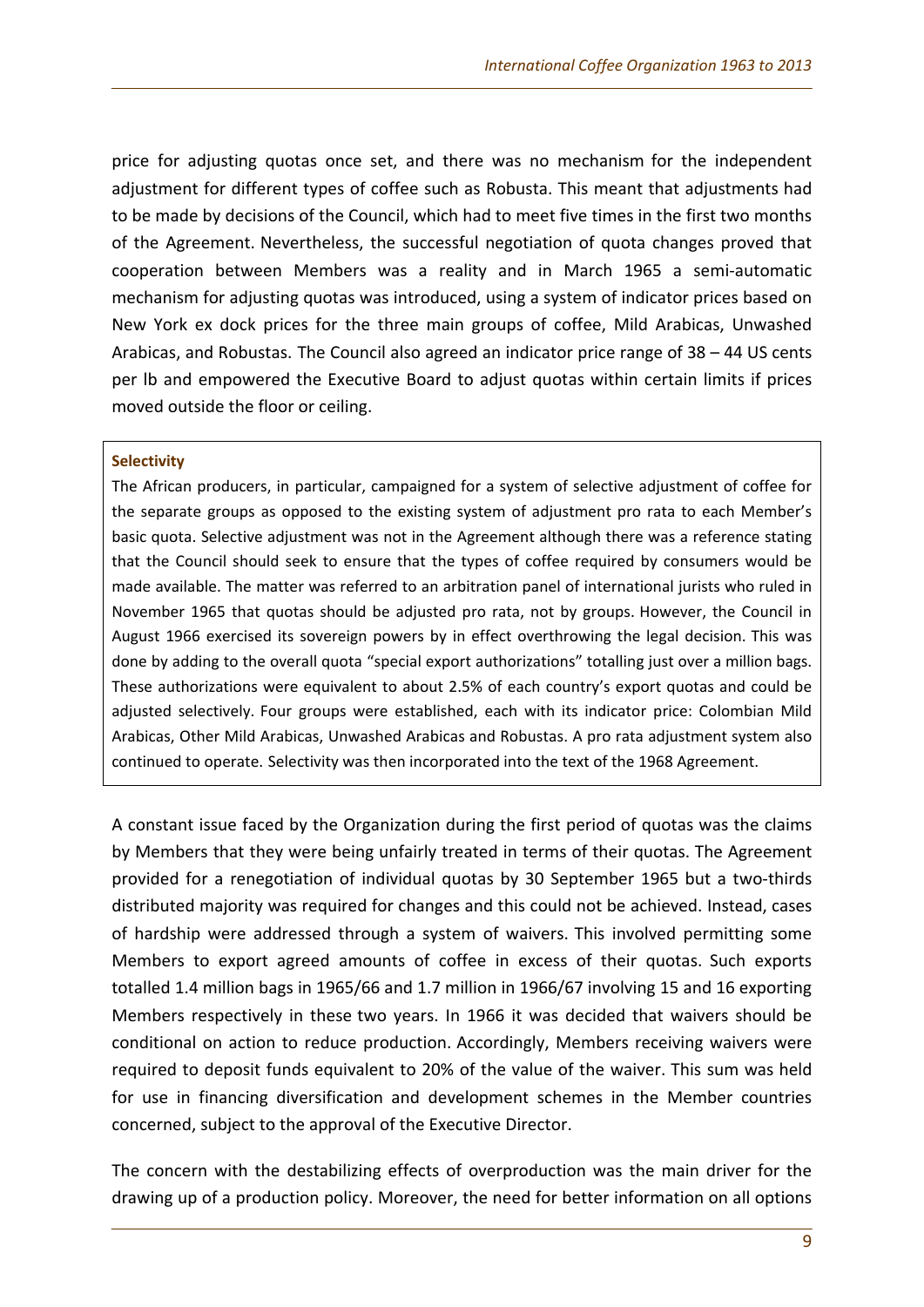price for adjusting quotas once set, and there was no mechanism for the independent adjustment for different types of coffee such as Robusta. This meant that adjustments had to be made by decisions of the Council, which had to meet five times in the first two months of the Agreement. Nevertheless, the successful negotiation of quota changes proved that cooperation between Members was a reality and in March 1965 a semi-automatic mechanism for adjusting quotas was introduced, using a system of indicator prices based on New York ex dock prices for the three main groups of coffee, Mild Arabicas, Unwashed Arabicas, and Robustas. The Council also agreed an indicator price range of 38 – 44 US cents per lb and empowered the Executive Board to adjust quotas within certain limits if prices moved outside the floor or ceiling.

**Selectivity**

The African producers, in particular, campaigned for a system of selective adjustment of coffee for the separate groups as opposed to the existing system of adjustment pro rata to each Member's basic quota. Selective adjustment was not in the Agreement although there was a reference stating that the Council should seek to ensure that the types of coffee required by consumers would be made available. The matter was referred to an arbitration panel of international jurists who ruled in November 1965 that quotas should be adjusted pro rata, not by groups. However, the Council in August 1966 exercised its sovereign powers by in effect overthrowing the legal decision. This was done by adding to the overall quota "special export authorizations" totalling just over a million bags. These authorizations were equivalent to about 2.5% of each country's export quotas and could be adjusted selectively. Four groups were established, each with its indicator price: Colombian Mild Arabicas, Other Mild Arabicas, Unwashed Arabicas and Robustas. A pro rata adjustment system also continued to operate. Selectivity was then incorporated into the text of the 1968 Agreement.

A constant issue faced by the Organization during the first period of quotas was the claims by Members that they were being unfairly treated in terms of their quotas. The Agreement provided for a renegotiation of individual quotas by 30 September 1965 but a two-thirds distributed majority was required for changes and this could not be achieved. Instead, cases of hardship were addressed through a system of waivers. This involved permitting some Members to export agreed amounts of coffee in excess of their quotas. Such exports totalled 1.4 million bags in 1965/66 and 1.7 million in 1966/67 involving 15 and 16 exporting Members respectively in these two years. In 1966 it was decided that waivers should be conditional on action to reduce production. Accordingly, Members receiving waivers were required to deposit funds equivalent to 20% of the value of the waiver. This sum was held for use in financing diversification and development schemes in the Member countries concerned, subject to the approval of the Executive Director.

The concern with the destabilizing effects of overproduction was the main driver for the drawing up of a production policy. Moreover, the need for better information on all options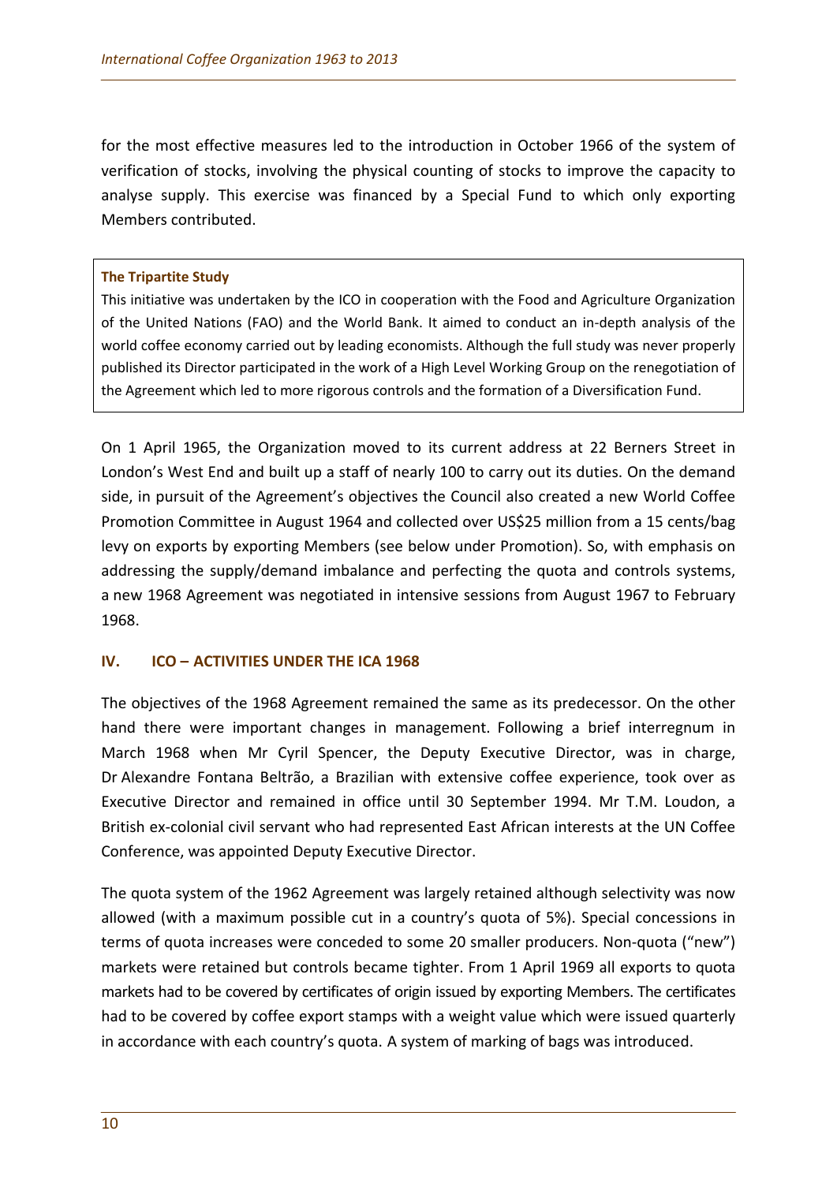for the most effective measures led to the introduction in October 1966 of the system of verification of stocks, involving the physical counting of stocks to improve the capacity to analyse supply. This exercise was financed by a Special Fund to which only exporting Members contributed.

> **The Tripartite Study**
>
> This initiative was undertaken by the ICO in cooperation with the Food and Agriculture Organization of the United Nations (FAO) and the World Bank. It aimed to conduct an in-depth analysis of the world coffee economy carried out by leading economists. Although the full study was never properly published its Director participated in the work of a High Level Working Group on the renegotiation of the Agreement which led to more rigorous controls and the formation of a Diversification Fund.

On 1 April 1965, the Organization moved to its current address at 22 Berners Street in London's West End and built up a staff of nearly 100 to carry out its duties. On the demand side, in pursuit of the Agreement's objectives the Council also created a new World Coffee Promotion Committee in August 1964 and collected over US$25 million from a 15 cents/bag levy on exports by exporting Members (see below under Promotion). So, with emphasis on addressing the supply/demand imbalance and perfecting the quota and controls systems, a new 1968 Agreement was negotiated in intensive sessions from August 1967 to February 1968.

## IV. ICO – ACTIVITIES UNDER THE ICA 1968

The objectives of the 1968 Agreement remained the same as its predecessor. On the other hand there were important changes in management. Following a brief interregnum in March 1968 when Mr Cyril Spencer, the Deputy Executive Director, was in charge, Dr Alexandre Fontana Beltrão, a Brazilian with extensive coffee experience, took over as Executive Director and remained in office until 30 September 1994. Mr T.M. Loudon, a British ex-colonial civil servant who had represented East African interests at the UN Coffee Conference, was appointed Deputy Executive Director.

The quota system of the 1962 Agreement was largely retained although selectivity was now allowed (with a maximum possible cut in a country's quota of 5%). Special concessions in terms of quota increases were conceded to some 20 smaller producers. Non-quota ("new") markets were retained but controls became tighter. From 1 April 1969 all exports to quota markets had to be covered by certificates of origin issued by exporting Members. The certificates had to be covered by coffee export stamps with a weight value which were issued quarterly in accordance with each country's quota. A system of marking of bags was introduced.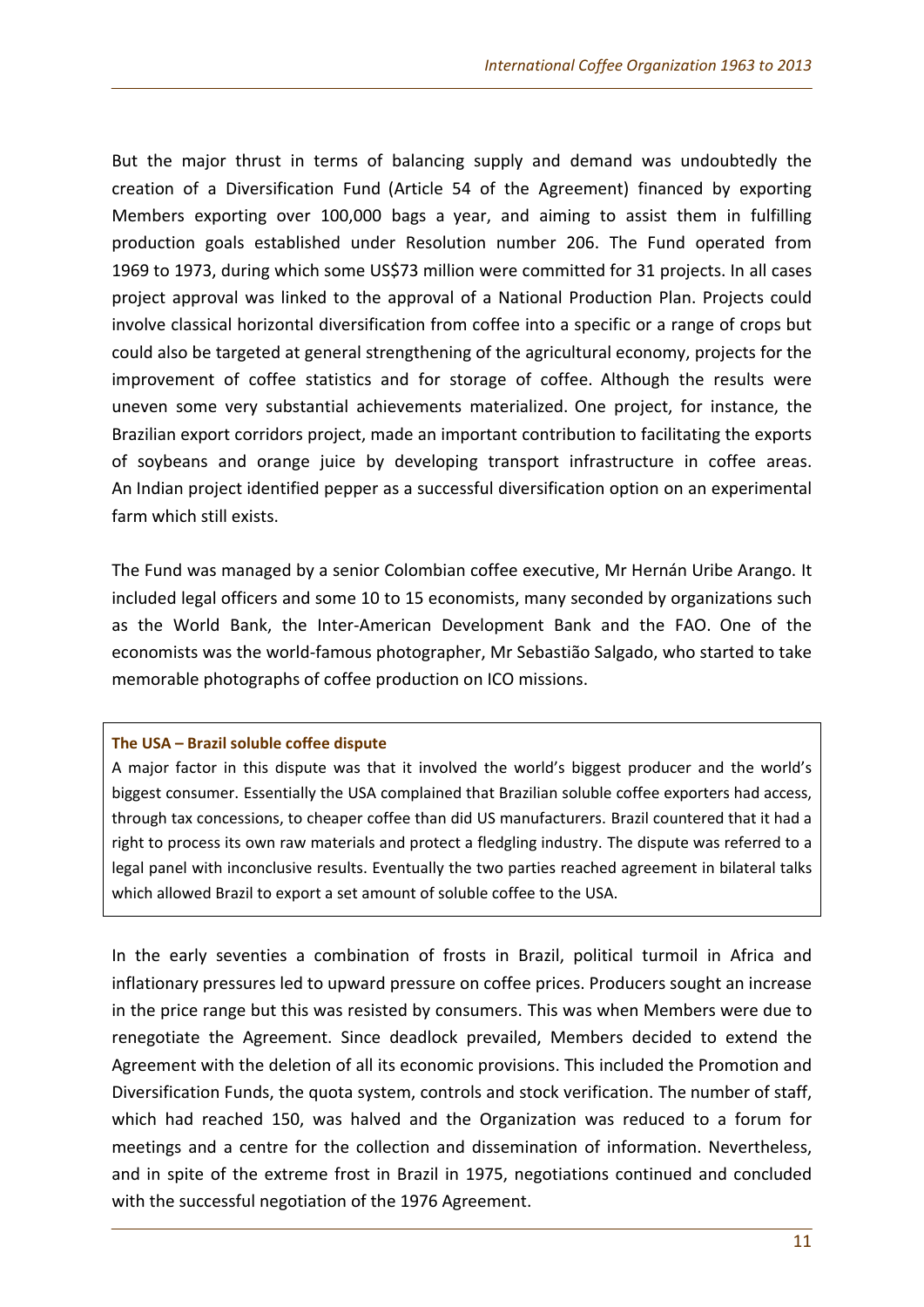But the major thrust in terms of balancing supply and demand was undoubtedly the creation of a Diversification Fund (Article 54 of the Agreement) financed by exporting Members exporting over 100,000 bags a year, and aiming to assist them in fulfilling production goals established under Resolution number 206. The Fund operated from 1969 to 1973, during which some US$73 million were committed for 31 projects. In all cases project approval was linked to the approval of a National Production Plan. Projects could involve classical horizontal diversification from coffee into a specific or a range of crops but could also be targeted at general strengthening of the agricultural economy, projects for the improvement of coffee statistics and for storage of coffee. Although the results were uneven some very substantial achievements materialized. One project, for instance, the Brazilian export corridors project, made an important contribution to facilitating the exports of soybeans and orange juice by developing transport infrastructure in coffee areas. An Indian project identified pepper as a successful diversification option on an experimental farm which still exists.

The Fund was managed by a senior Colombian coffee executive, Mr Hernán Uribe Arango. It included legal officers and some 10 to 15 economists, many seconded by organizations such as the World Bank, the Inter-American Development Bank and the FAO. One of the economists was the world-famous photographer, Mr Sebastião Salgado, who started to take memorable photographs of coffee production on ICO missions.

**The USA – Brazil soluble coffee dispute**

A major factor in this dispute was that it involved the world's biggest producer and the world's biggest consumer. Essentially the USA complained that Brazilian soluble coffee exporters had access, through tax concessions, to cheaper coffee than did US manufacturers. Brazil countered that it had a right to process its own raw materials and protect a fledgling industry. The dispute was referred to a legal panel with inconclusive results. Eventually the two parties reached agreement in bilateral talks which allowed Brazil to export a set amount of soluble coffee to the USA.

In the early seventies a combination of frosts in Brazil, political turmoil in Africa and inflationary pressures led to upward pressure on coffee prices. Producers sought an increase in the price range but this was resisted by consumers. This was when Members were due to renegotiate the Agreement. Since deadlock prevailed, Members decided to extend the Agreement with the deletion of all its economic provisions. This included the Promotion and Diversification Funds, the quota system, controls and stock verification. The number of staff, which had reached 150, was halved and the Organization was reduced to a forum for meetings and a centre for the collection and dissemination of information. Nevertheless, and in spite of the extreme frost in Brazil in 1975, negotiations continued and concluded with the successful negotiation of the 1976 Agreement.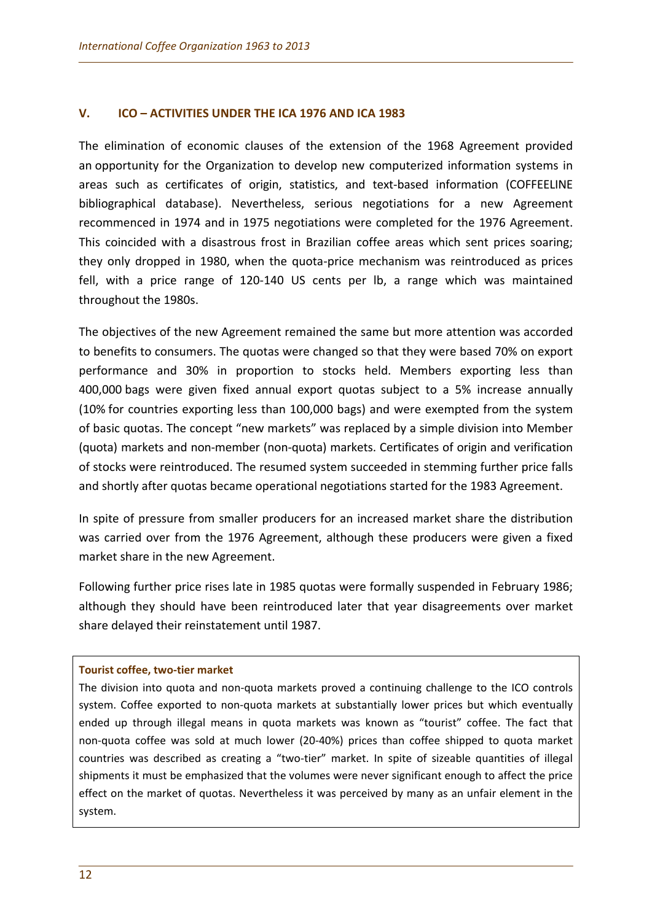## V. ICO – ACTIVITIES UNDER THE ICA 1976 AND ICA 1983

The elimination of economic clauses of the extension of the 1968 Agreement provided an opportunity for the Organization to develop new computerized information systems in areas such as certificates of origin, statistics, and text-based information (COFFEELINE bibliographical database). Nevertheless, serious negotiations for a new Agreement recommenced in 1974 and in 1975 negotiations were completed for the 1976 Agreement. This coincided with a disastrous frost in Brazilian coffee areas which sent prices soaring; they only dropped in 1980, when the quota-price mechanism was reintroduced as prices fell, with a price range of 120-140 US cents per lb, a range which was maintained throughout the 1980s.

The objectives of the new Agreement remained the same but more attention was accorded to benefits to consumers. The quotas were changed so that they were based 70% on export performance and 30% in proportion to stocks held. Members exporting less than 400,000 bags were given fixed annual export quotas subject to a 5% increase annually (10% for countries exporting less than 100,000 bags) and were exempted from the system of basic quotas. The concept "new markets" was replaced by a simple division into Member (quota) markets and non-member (non-quota) markets. Certificates of origin and verification of stocks were reintroduced. The resumed system succeeded in stemming further price falls and shortly after quotas became operational negotiations started for the 1983 Agreement.

In spite of pressure from smaller producers for an increased market share the distribution was carried over from the 1976 Agreement, although these producers were given a fixed market share in the new Agreement.

Following further price rises late in 1985 quotas were formally suspended in February 1986; although they should have been reintroduced later that year disagreements over market share delayed their reinstatement until 1987.

**Tourist coffee, two-tier market**

The division into quota and non-quota markets proved a continuing challenge to the ICO controls system. Coffee exported to non-quota markets at substantially lower prices but which eventually ended up through illegal means in quota markets was known as "tourist" coffee. The fact that non-quota coffee was sold at much lower (20-40%) prices than coffee shipped to quota market countries was described as creating a "two-tier" market. In spite of sizeable quantities of illegal shipments it must be emphasized that the volumes were never significant enough to affect the price effect on the market of quotas. Nevertheless it was perceived by many as an unfair element in the system.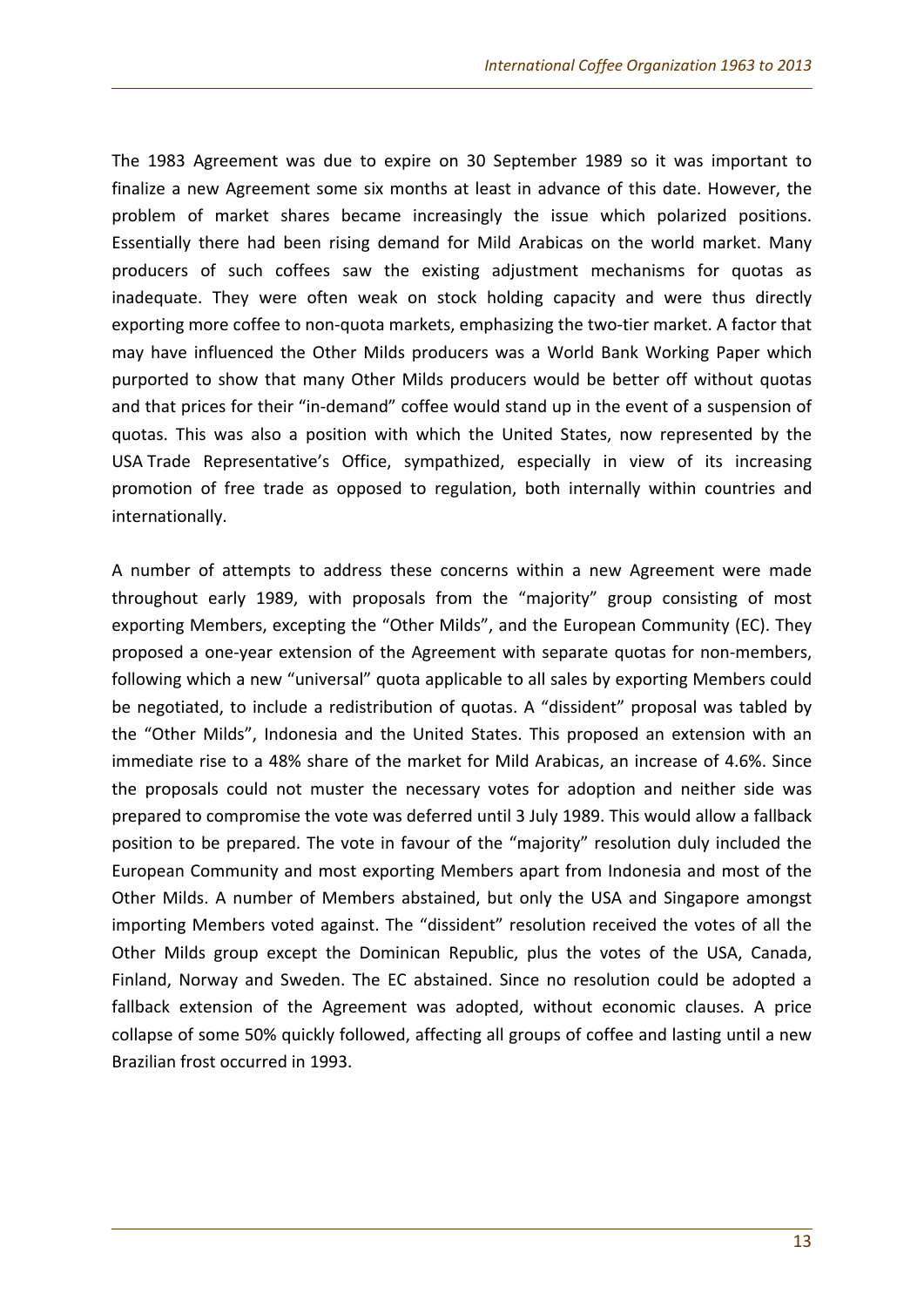The 1983 Agreement was due to expire on 30 September 1989 so it was important to finalize a new Agreement some six months at least in advance of this date. However, the problem of market shares became increasingly the issue which polarized positions. Essentially there had been rising demand for Mild Arabicas on the world market. Many producers of such coffees saw the existing adjustment mechanisms for quotas as inadequate. They were often weak on stock holding capacity and were thus directly exporting more coffee to non-quota markets, emphasizing the two-tier market. A factor that may have influenced the Other Milds producers was a World Bank Working Paper which purported to show that many Other Milds producers would be better off without quotas and that prices for their "in-demand" coffee would stand up in the event of a suspension of quotas. This was also a position with which the United States, now represented by the USA Trade Representative's Office, sympathized, especially in view of its increasing promotion of free trade as opposed to regulation, both internally within countries and internationally.

A number of attempts to address these concerns within a new Agreement were made throughout early 1989, with proposals from the "majority" group consisting of most exporting Members, excepting the "Other Milds", and the European Community (EC). They proposed a one-year extension of the Agreement with separate quotas for non-members, following which a new "universal" quota applicable to all sales by exporting Members could be negotiated, to include a redistribution of quotas. A "dissident" proposal was tabled by the "Other Milds", Indonesia and the United States. This proposed an extension with an immediate rise to a 48% share of the market for Mild Arabicas, an increase of 4.6%. Since the proposals could not muster the necessary votes for adoption and neither side was prepared to compromise the vote was deferred until 3 July 1989. This would allow a fallback position to be prepared. The vote in favour of the "majority" resolution duly included the European Community and most exporting Members apart from Indonesia and most of the Other Milds. A number of Members abstained, but only the USA and Singapore amongst importing Members voted against. The "dissident" resolution received the votes of all the Other Milds group except the Dominican Republic, plus the votes of the USA, Canada, Finland, Norway and Sweden. The EC abstained. Since no resolution could be adopted a fallback extension of the Agreement was adopted, without economic clauses. A price collapse of some 50% quickly followed, affecting all groups of coffee and lasting until a new Brazilian frost occurred in 1993.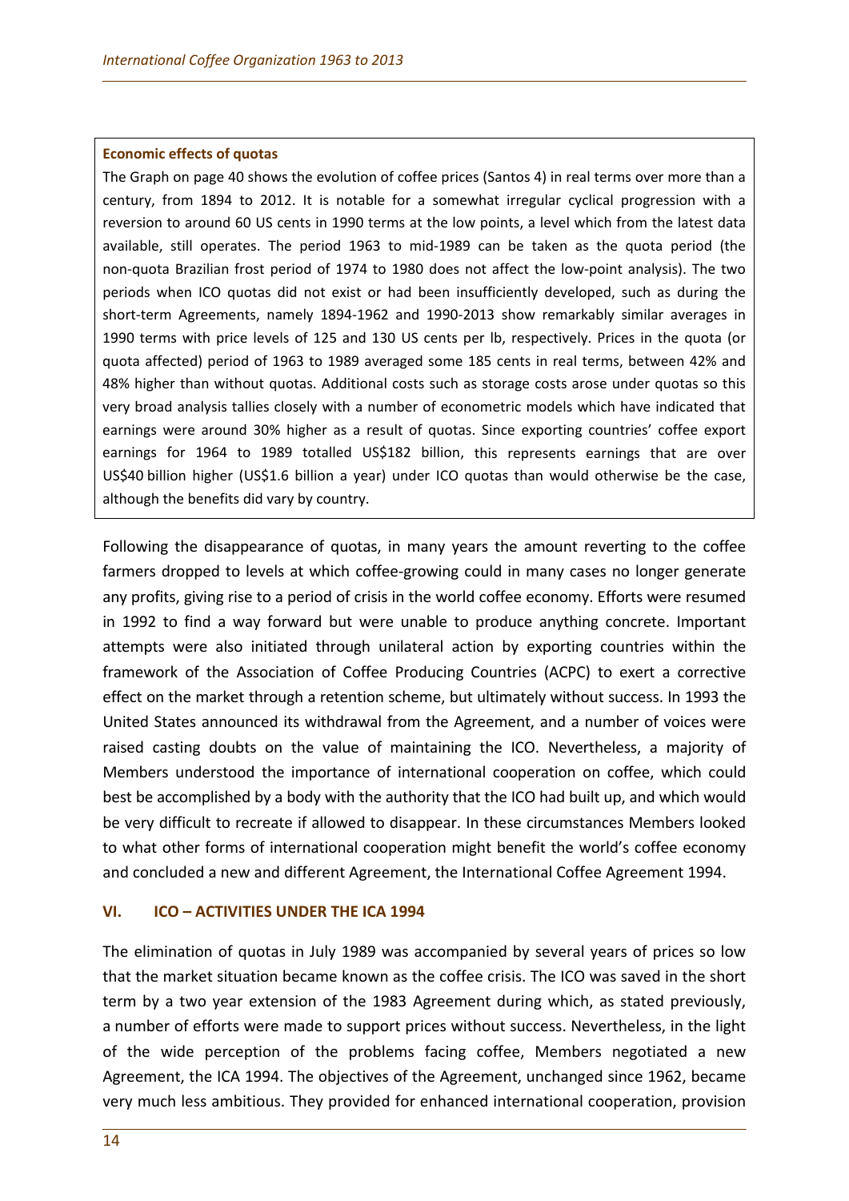**Economic effects of quotas**

The Graph on page 40 shows the evolution of coffee prices (Santos 4) in real terms over more than a century, from 1894 to 2012. It is notable for a somewhat irregular cyclical progression with a reversion to around 60 US cents in 1990 terms at the low points, a level which from the latest data available, still operates. The period 1963 to mid-1989 can be taken as the quota period (the non-quota Brazilian frost period of 1974 to 1980 does not affect the low-point analysis). The two periods when ICO quotas did not exist or had been insufficiently developed, such as during the short-term Agreements, namely 1894-1962 and 1990-2013 show remarkably similar averages in 1990 terms with price levels of 125 and 130 US cents per lb, respectively. Prices in the quota (or quota affected) period of 1963 to 1989 averaged some 185 cents in real terms, between 42% and 48% higher than without quotas. Additional costs such as storage costs arose under quotas so this very broad analysis tallies closely with a number of econometric models which have indicated that earnings were around 30% higher as a result of quotas. Since exporting countries' coffee export earnings for 1964 to 1989 totalled US$182 billion, this represents earnings that are over US$40 billion higher (US$1.6 billion a year) under ICO quotas than would otherwise be the case, although the benefits did vary by country.

Following the disappearance of quotas, in many years the amount reverting to the coffee farmers dropped to levels at which coffee-growing could in many cases no longer generate any profits, giving rise to a period of crisis in the world coffee economy. Efforts were resumed in 1992 to find a way forward but were unable to produce anything concrete. Important attempts were also initiated through unilateral action by exporting countries within the framework of the Association of Coffee Producing Countries (ACPC) to exert a corrective effect on the market through a retention scheme, but ultimately without success. In 1993 the United States announced its withdrawal from the Agreement, and a number of voices were raised casting doubts on the value of maintaining the ICO. Nevertheless, a majority of Members understood the importance of international cooperation on coffee, which could best be accomplished by a body with the authority that the ICO had built up, and which would be very difficult to recreate if allowed to disappear. In these circumstances Members looked to what other forms of international cooperation might benefit the world's coffee economy and concluded a new and different Agreement, the International Coffee Agreement 1994.

## VI. ICO – ACTIVITIES UNDER THE ICA 1994

The elimination of quotas in July 1989 was accompanied by several years of prices so low that the market situation became known as the coffee crisis. The ICO was saved in the short term by a two year extension of the 1983 Agreement during which, as stated previously, a number of efforts were made to support prices without success. Nevertheless, in the light of the wide perception of the problems facing coffee, Members negotiated a new Agreement, the ICA 1994. The objectives of the Agreement, unchanged since 1962, became very much less ambitious. They provided for enhanced international cooperation, provision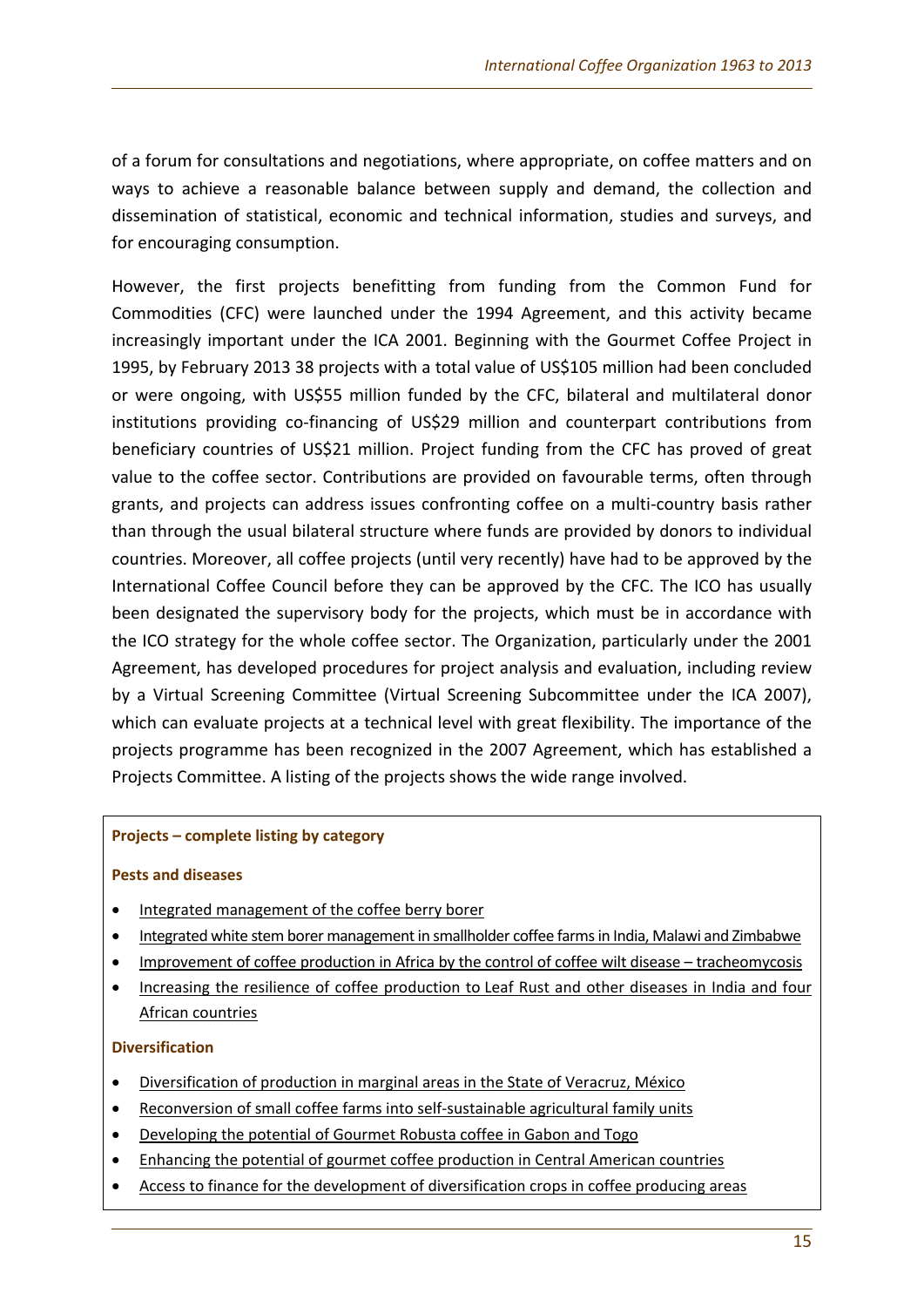of a forum for consultations and negotiations, where appropriate, on coffee matters and on ways to achieve a reasonable balance between supply and demand, the collection and dissemination of statistical, economic and technical information, studies and surveys, and for encouraging consumption.

However, the first projects benefitting from funding from the Common Fund for Commodities (CFC) were launched under the 1994 Agreement, and this activity became increasingly important under the ICA 2001. Beginning with the Gourmet Coffee Project in 1995, by February 2013 38 projects with a total value of US$105 million had been concluded or were ongoing, with US$55 million funded by the CFC, bilateral and multilateral donor institutions providing co-financing of US$29 million and counterpart contributions from beneficiary countries of US$21 million. Project funding from the CFC has proved of great value to the coffee sector. Contributions are provided on favourable terms, often through grants, and projects can address issues confronting coffee on a multi-country basis rather than through the usual bilateral structure where funds are provided by donors to individual countries. Moreover, all coffee projects (until very recently) have had to be approved by the International Coffee Council before they can be approved by the CFC. The ICO has usually been designated the supervisory body for the projects, which must be in accordance with the ICO strategy for the whole coffee sector. The Organization, particularly under the 2001 Agreement, has developed procedures for project analysis and evaluation, including review by a Virtual Screening Committee (Virtual Screening Subcommittee under the ICA 2007), which can evaluate projects at a technical level with great flexibility. The importance of the projects programme has been recognized in the 2007 Agreement, which has established a Projects Committee. A listing of the projects shows the wide range involved.

**Projects – complete listing by category**

**Pests and diseases**

- Integrated management of the coffee berry borer
- Integrated white stem borer management in smallholder coffee farms in India, Malawi and Zimbabwe
- Improvement of coffee production in Africa by the control of coffee wilt disease – tracheomycosis
- Increasing the resilience of coffee production to Leaf Rust and other diseases in India and four African countries

**Diversification**

- Diversification of production in marginal areas in the State of Veracruz, México
- Reconversion of small coffee farms into self-sustainable agricultural family units
- Developing the potential of Gourmet Robusta coffee in Gabon and Togo
- Enhancing the potential of gourmet coffee production in Central American countries
- Access to finance for the development of diversification crops in coffee producing areas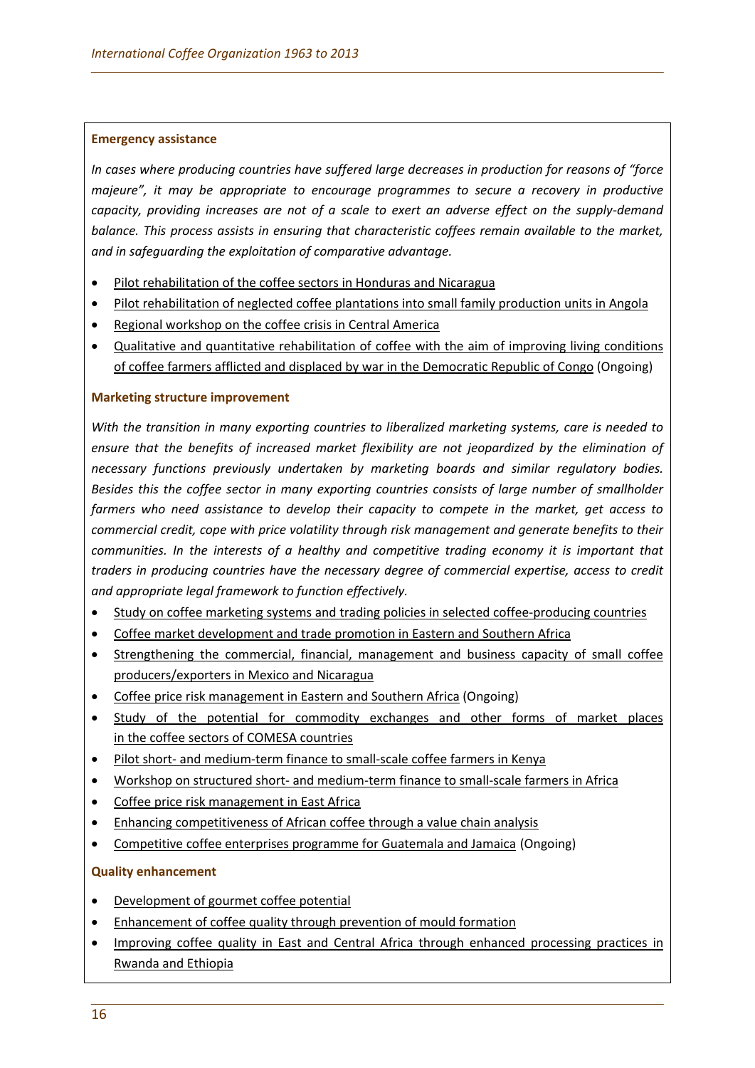**Emergency assistance**

*In cases where producing countries have suffered large decreases in production for reasons of "force majeure", it may be appropriate to encourage programmes to secure a recovery in productive capacity, providing increases are not of a scale to exert an adverse effect on the supply-demand balance. This process assists in ensuring that characteristic coffees remain available to the market, and in safeguarding the exploitation of comparative advantage.*

- Pilot rehabilitation of the coffee sectors in Honduras and Nicaragua
- Pilot rehabilitation of neglected coffee plantations into small family production units in Angola
- Regional workshop on the coffee crisis in Central America
- Qualitative and quantitative rehabilitation of coffee with the aim of improving living conditions of coffee farmers afflicted and displaced by war in the Democratic Republic of Congo (Ongoing)

**Marketing structure improvement**

*With the transition in many exporting countries to liberalized marketing systems, care is needed to ensure that the benefits of increased market flexibility are not jeopardized by the elimination of necessary functions previously undertaken by marketing boards and similar regulatory bodies. Besides this the coffee sector in many exporting countries consists of large number of smallholder farmers who need assistance to develop their capacity to compete in the market, get access to commercial credit, cope with price volatility through risk management and generate benefits to their communities. In the interests of a healthy and competitive trading economy it is important that traders in producing countries have the necessary degree of commercial expertise, access to credit and appropriate legal framework to function effectively.*

- Study on coffee marketing systems and trading policies in selected coffee-producing countries
- Coffee market development and trade promotion in Eastern and Southern Africa
- Strengthening the commercial, financial, management and business capacity of small coffee producers/exporters in Mexico and Nicaragua
- Coffee price risk management in Eastern and Southern Africa (Ongoing)
- Study of the potential for commodity exchanges and other forms of market places in the coffee sectors of COMESA countries
- Pilot short- and medium-term finance to small-scale coffee farmers in Kenya
- Workshop on structured short- and medium-term finance to small-scale farmers in Africa
- Coffee price risk management in East Africa
- Enhancing competitiveness of African coffee through a value chain analysis
- Competitive coffee enterprises programme for Guatemala and Jamaica (Ongoing)

**Quality enhancement**

- Development of gourmet coffee potential
- Enhancement of coffee quality through prevention of mould formation
- Improving coffee quality in East and Central Africa through enhanced processing practices in Rwanda and Ethiopia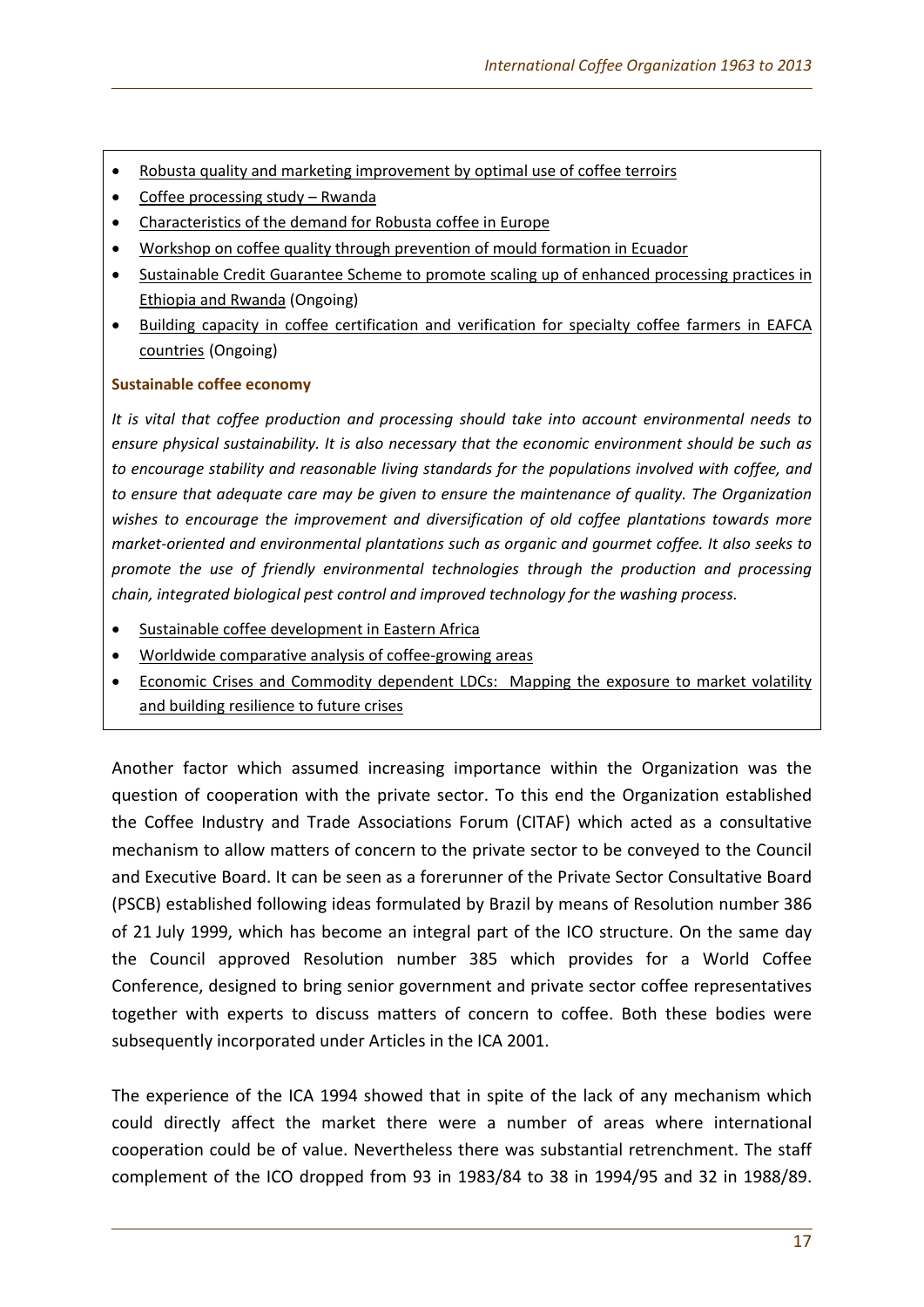- Robusta quality and marketing improvement by optimal use of coffee terroirs
- Coffee processing study – Rwanda
- Characteristics of the demand for Robusta coffee in Europe
- Workshop on coffee quality through prevention of mould formation in Ecuador
- Sustainable Credit Guarantee Scheme to promote scaling up of enhanced processing practices in Ethiopia and Rwanda (Ongoing)
- Building capacity in coffee certification and verification for specialty coffee farmers in EAFCA countries (Ongoing)

**Sustainable coffee economy**

*It is vital that coffee production and processing should take into account environmental needs to ensure physical sustainability. It is also necessary that the economic environment should be such as to encourage stability and reasonable living standards for the populations involved with coffee, and to ensure that adequate care may be given to ensure the maintenance of quality. The Organization wishes to encourage the improvement and diversification of old coffee plantations towards more market-oriented and environmental plantations such as organic and gourmet coffee. It also seeks to promote the use of friendly environmental technologies through the production and processing chain, integrated biological pest control and improved technology for the washing process.*

- Sustainable coffee development in Eastern Africa
- Worldwide comparative analysis of coffee-growing areas
- Economic Crises and Commodity dependent LDCs: Mapping the exposure to market volatility and building resilience to future crises

Another factor which assumed increasing importance within the Organization was the question of cooperation with the private sector. To this end the Organization established the Coffee Industry and Trade Associations Forum (CITAF) which acted as a consultative mechanism to allow matters of concern to the private sector to be conveyed to the Council and Executive Board. It can be seen as a forerunner of the Private Sector Consultative Board (PSCB) established following ideas formulated by Brazil by means of Resolution number 386 of 21 July 1999, which has become an integral part of the ICO structure. On the same day the Council approved Resolution number 385 which provides for a World Coffee Conference, designed to bring senior government and private sector coffee representatives together with experts to discuss matters of concern to coffee. Both these bodies were subsequently incorporated under Articles in the ICA 2001.

The experience of the ICA 1994 showed that in spite of the lack of any mechanism which could directly affect the market there were a number of areas where international cooperation could be of value. Nevertheless there was substantial retrenchment. The staff complement of the ICO dropped from 93 in 1983/84 to 38 in 1994/95 and 32 in 1988/89.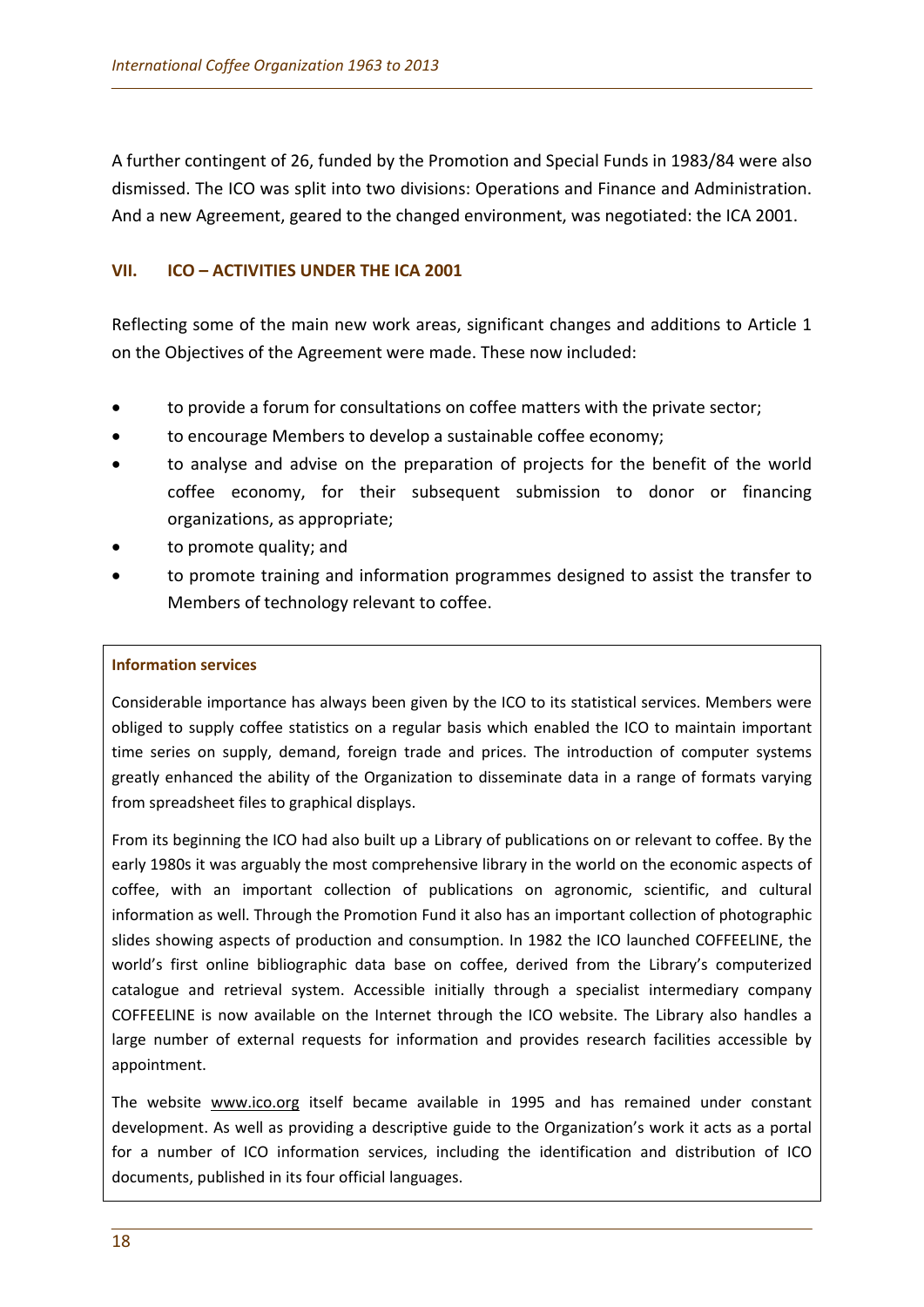A further contingent of 26, funded by the Promotion and Special Funds in 1983/84 were also dismissed. The ICO was split into two divisions: Operations and Finance and Administration. And a new Agreement, geared to the changed environment, was negotiated: the ICA 2001.

## VII. ICO – ACTIVITIES UNDER THE ICA 2001

Reflecting some of the main new work areas, significant changes and additions to Article 1 on the Objectives of the Agreement were made. These now included:

- to provide a forum for consultations on coffee matters with the private sector;
- to encourage Members to develop a sustainable coffee economy;
- to analyse and advise on the preparation of projects for the benefit of the world coffee economy, for their subsequent submission to donor or financing organizations, as appropriate;
- to promote quality; and
- to promote training and information programmes designed to assist the transfer to Members of technology relevant to coffee.

### Information services

Considerable importance has always been given by the ICO to its statistical services. Members were obliged to supply coffee statistics on a regular basis which enabled the ICO to maintain important time series on supply, demand, foreign trade and prices. The introduction of computer systems greatly enhanced the ability of the Organization to disseminate data in a range of formats varying from spreadsheet files to graphical displays.

From its beginning the ICO had also built up a Library of publications on or relevant to coffee. By the early 1980s it was arguably the most comprehensive library in the world on the economic aspects of coffee, with an important collection of publications on agronomic, scientific, and cultural information as well. Through the Promotion Fund it also has an important collection of photographic slides showing aspects of production and consumption. In 1982 the ICO launched COFFEELINE, the world's first online bibliographic data base on coffee, derived from the Library's computerized catalogue and retrieval system. Accessible initially through a specialist intermediary company COFFEELINE is now available on the Internet through the ICO website. The Library also handles a large number of external requests for information and provides research facilities accessible by appointment.

The website www.ico.org itself became available in 1995 and has remained under constant development. As well as providing a descriptive guide to the Organization's work it acts as a portal for a number of ICO information services, including the identification and distribution of ICO documents, published in its four official languages.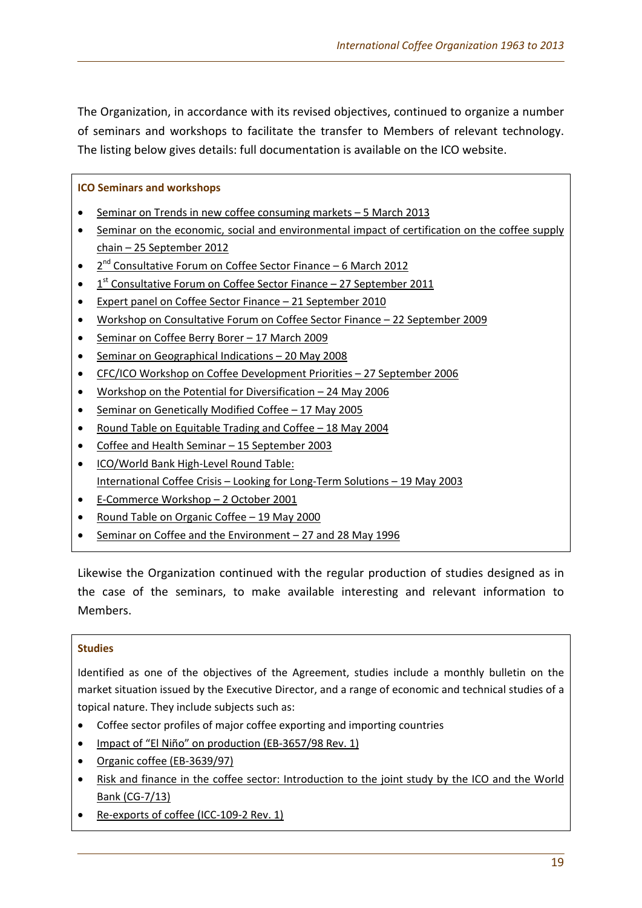The Organization, in accordance with its revised objectives, continued to organize a number of seminars and workshops to facilitate the transfer to Members of relevant technology. The listing below gives details: full documentation is available on the ICO website.

**ICO Seminars and workshops**

- Seminar on Trends in new coffee consuming markets – 5 March 2013
- Seminar on the economic, social and environmental impact of certification on the coffee supply chain – 25 September 2012
- 2nd Consultative Forum on Coffee Sector Finance – 6 March 2012
- 1st Consultative Forum on Coffee Sector Finance – 27 September 2011
- Expert panel on Coffee Sector Finance – 21 September 2010
- Workshop on Consultative Forum on Coffee Sector Finance – 22 September 2009
- Seminar on Coffee Berry Borer – 17 March 2009
- Seminar on Geographical Indications – 20 May 2008
- CFC/ICO Workshop on Coffee Development Priorities – 27 September 2006
- Workshop on the Potential for Diversification – 24 May 2006
- Seminar on Genetically Modified Coffee – 17 May 2005
- Round Table on Equitable Trading and Coffee – 18 May 2004
- Coffee and Health Seminar – 15 September 2003
- ICO/World Bank High-Level Round Table:
  International Coffee Crisis – Looking for Long-Term Solutions – 19 May 2003
- E-Commerce Workshop – 2 October 2001
- Round Table on Organic Coffee – 19 May 2000
- Seminar on Coffee and the Environment – 27 and 28 May 1996

Likewise the Organization continued with the regular production of studies designed as in the case of the seminars, to make available interesting and relevant information to Members.

**Studies**

Identified as one of the objectives of the Agreement, studies include a monthly bulletin on the market situation issued by the Executive Director, and a range of economic and technical studies of a topical nature. They include subjects such as:

- Coffee sector profiles of major coffee exporting and importing countries
- Impact of "El Niño" on production (EB-3657/98 Rev. 1)
- Organic coffee (EB-3639/97)
- Risk and finance in the coffee sector: Introduction to the joint study by the ICO and the World Bank (CG-7/13)
- Re-exports of coffee (ICC-109-2 Rev. 1)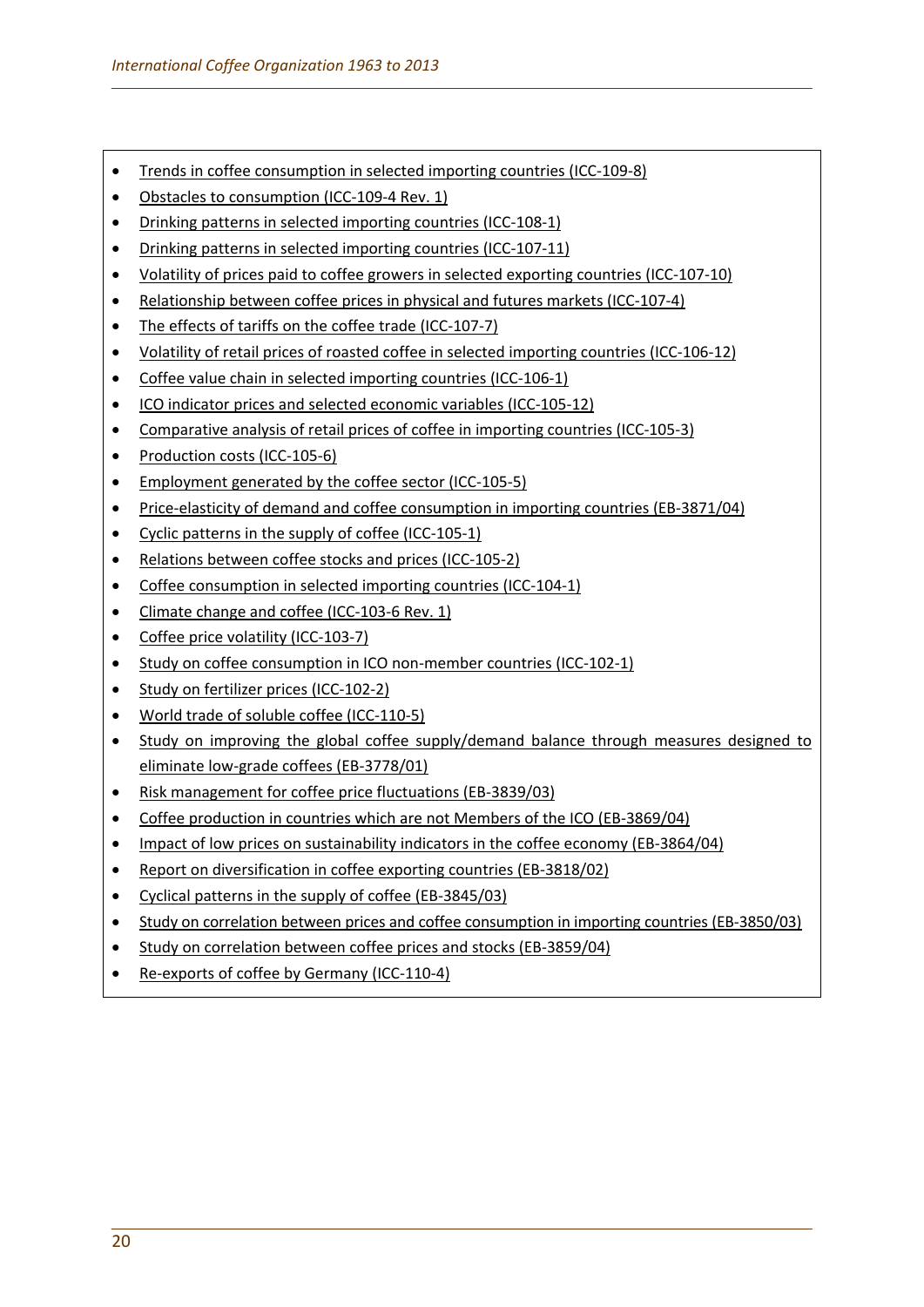- Trends in coffee consumption in selected importing countries (ICC-109-8)
- Obstacles to consumption (ICC-109-4 Rev. 1)
- Drinking patterns in selected importing countries (ICC-108-1)
- Drinking patterns in selected importing countries (ICC-107-11)
- Volatility of prices paid to coffee growers in selected exporting countries (ICC-107-10)
- Relationship between coffee prices in physical and futures markets (ICC-107-4)
- The effects of tariffs on the coffee trade (ICC-107-7)
- Volatility of retail prices of roasted coffee in selected importing countries (ICC-106-12)
- Coffee value chain in selected importing countries (ICC-106-1)
- ICO indicator prices and selected economic variables (ICC-105-12)
- Comparative analysis of retail prices of coffee in importing countries (ICC-105-3)
- Production costs (ICC-105-6)
- Employment generated by the coffee sector (ICC-105-5)
- Price-elasticity of demand and coffee consumption in importing countries (EB-3871/04)
- Cyclic patterns in the supply of coffee (ICC-105-1)
- Relations between coffee stocks and prices (ICC-105-2)
- Coffee consumption in selected importing countries (ICC-104-1)
- Climate change and coffee (ICC-103-6 Rev. 1)
- Coffee price volatility (ICC-103-7)
- Study on coffee consumption in ICO non-member countries (ICC-102-1)
- Study on fertilizer prices (ICC-102-2)
- World trade of soluble coffee (ICC-110-5)
- Study on improving the global coffee supply/demand balance through measures designed to eliminate low-grade coffees (EB-3778/01)
- Risk management for coffee price fluctuations (EB-3839/03)
- Coffee production in countries which are not Members of the ICO (EB-3869/04)
- Impact of low prices on sustainability indicators in the coffee economy (EB-3864/04)
- Report on diversification in coffee exporting countries (EB-3818/02)
- Cyclical patterns in the supply of coffee (EB-3845/03)
- Study on correlation between prices and coffee consumption in importing countries (EB-3850/03)
- Study on correlation between coffee prices and stocks (EB-3859/04)
- Re-exports of coffee by Germany (ICC-110-4)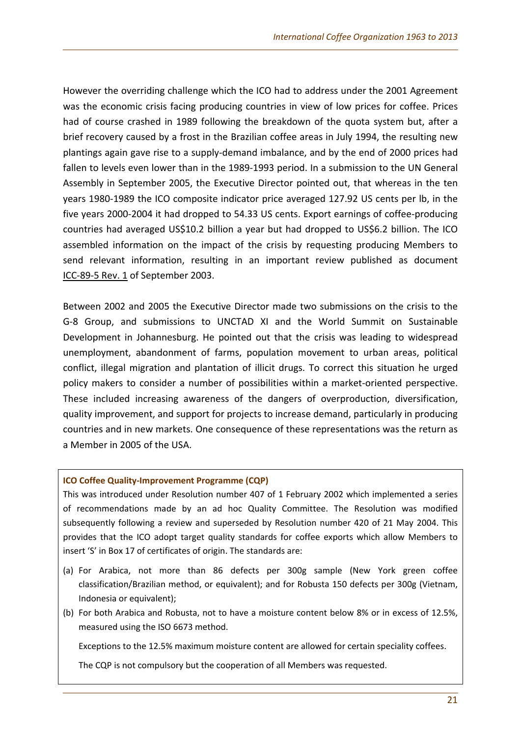However the overriding challenge which the ICO had to address under the 2001 Agreement was the economic crisis facing producing countries in view of low prices for coffee. Prices had of course crashed in 1989 following the breakdown of the quota system but, after a brief recovery caused by a frost in the Brazilian coffee areas in July 1994, the resulting new plantings again gave rise to a supply-demand imbalance, and by the end of 2000 prices had fallen to levels even lower than in the 1989-1993 period. In a submission to the UN General Assembly in September 2005, the Executive Director pointed out, that whereas in the ten years 1980-1989 the ICO composite indicator price averaged 127.92 US cents per lb, in the five years 2000-2004 it had dropped to 54.33 US cents. Export earnings of coffee-producing countries had averaged US$10.2 billion a year but had dropped to US$6.2 billion. The ICO assembled information on the impact of the crisis by requesting producing Members to send relevant information, resulting in an important review published as document ICC-89-5 Rev. 1 of September 2003.

Between 2002 and 2005 the Executive Director made two submissions on the crisis to the G-8 Group, and submissions to UNCTAD XI and the World Summit on Sustainable Development in Johannesburg. He pointed out that the crisis was leading to widespread unemployment, abandonment of farms, population movement to urban areas, political conflict, illegal migration and plantation of illicit drugs. To correct this situation he urged policy makers to consider a number of possibilities within a market-oriented perspective. These included increasing awareness of the dangers of overproduction, diversification, quality improvement, and support for projects to increase demand, particularly in producing countries and in new markets. One consequence of these representations was the return as a Member in 2005 of the USA.

**ICO Coffee Quality-Improvement Programme (CQP)**

This was introduced under Resolution number 407 of 1 February 2002 which implemented a series of recommendations made by an ad hoc Quality Committee. The Resolution was modified subsequently following a review and superseded by Resolution number 420 of 21 May 2004. This provides that the ICO adopt target quality standards for coffee exports which allow Members to insert 'S' in Box 17 of certificates of origin. The standards are:

(a) For Arabica, not more than 86 defects per 300g sample (New York green coffee classification/Brazilian method, or equivalent); and for Robusta 150 defects per 300g (Vietnam, Indonesia or equivalent);

(b) For both Arabica and Robusta, not to have a moisture content below 8% or in excess of 12.5%, measured using the ISO 6673 method.

Exceptions to the 12.5% maximum moisture content are allowed for certain speciality coffees.

The CQP is not compulsory but the cooperation of all Members was requested.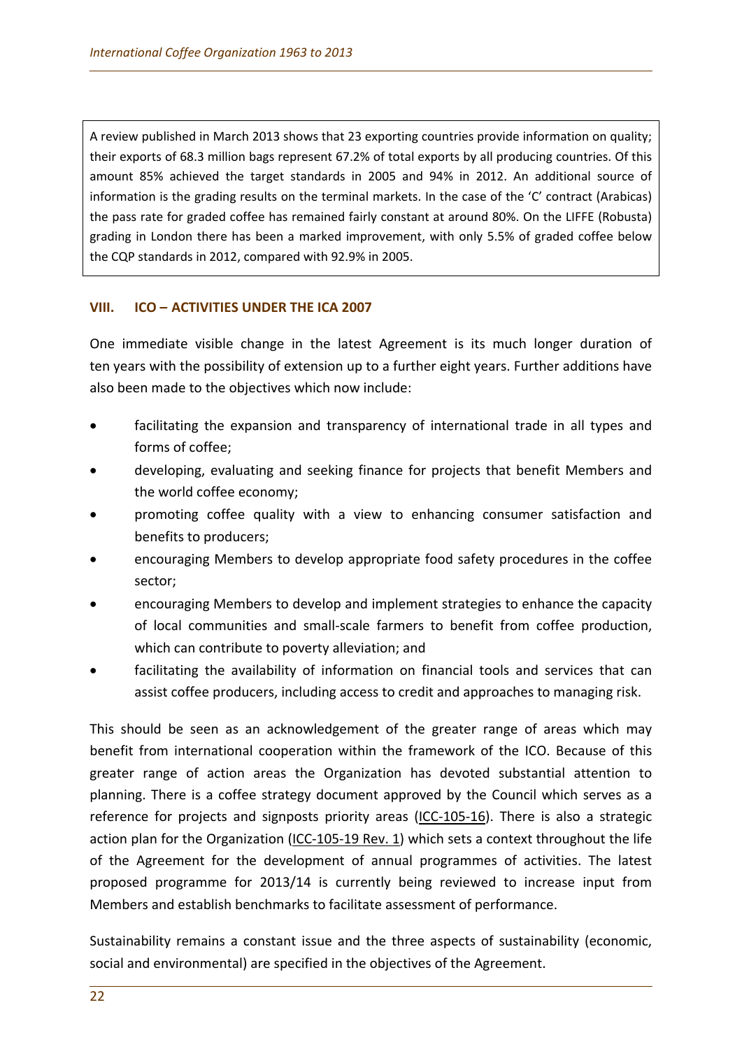A review published in March 2013 shows that 23 exporting countries provide information on quality; their exports of 68.3 million bags represent 67.2% of total exports by all producing countries. Of this amount 85% achieved the target standards in 2005 and 94% in 2012. An additional source of information is the grading results on the terminal markets. In the case of the 'C' contract (Arabicas) the pass rate for graded coffee has remained fairly constant at around 80%. On the LIFFE (Robusta) grading in London there has been a marked improvement, with only 5.5% of graded coffee below the CQP standards in 2012, compared with 92.9% in 2005.

## VIII. ICO – ACTIVITIES UNDER THE ICA 2007

One immediate visible change in the latest Agreement is its much longer duration of ten years with the possibility of extension up to a further eight years. Further additions have also been made to the objectives which now include:

- facilitating the expansion and transparency of international trade in all types and forms of coffee;
- developing, evaluating and seeking finance for projects that benefit Members and the world coffee economy;
- promoting coffee quality with a view to enhancing consumer satisfaction and benefits to producers;
- encouraging Members to develop appropriate food safety procedures in the coffee sector;
- encouraging Members to develop and implement strategies to enhance the capacity of local communities and small-scale farmers to benefit from coffee production, which can contribute to poverty alleviation; and
- facilitating the availability of information on financial tools and services that can assist coffee producers, including access to credit and approaches to managing risk.

This should be seen as an acknowledgement of the greater range of areas which may benefit from international cooperation within the framework of the ICO. Because of this greater range of action areas the Organization has devoted substantial attention to planning. There is a coffee strategy document approved by the Council which serves as a reference for projects and signposts priority areas (ICC-105-16). There is also a strategic action plan for the Organization (ICC-105-19 Rev. 1) which sets a context throughout the life of the Agreement for the development of annual programmes of activities. The latest proposed programme for 2013/14 is currently being reviewed to increase input from Members and establish benchmarks to facilitate assessment of performance.

Sustainability remains a constant issue and the three aspects of sustainability (economic, social and environmental) are specified in the objectives of the Agreement.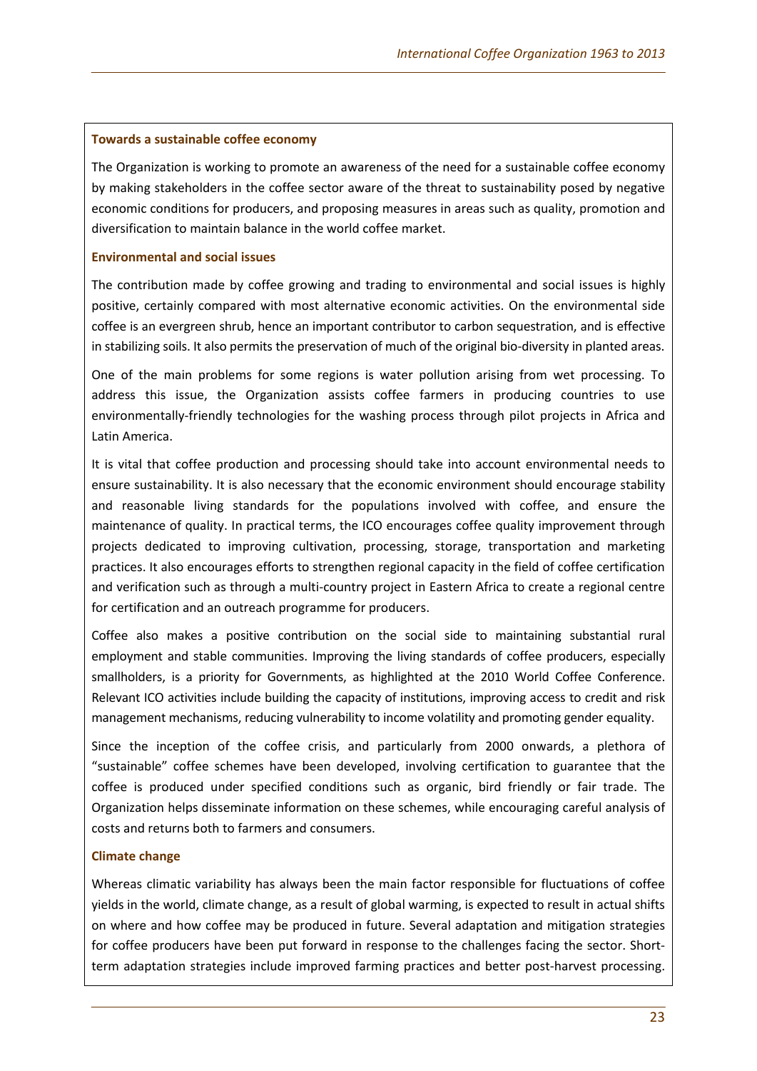### Towards a sustainable coffee economy

The Organization is working to promote an awareness of the need for a sustainable coffee economy by making stakeholders in the coffee sector aware of the threat to sustainability posed by negative economic conditions for producers, and proposing measures in areas such as quality, promotion and diversification to maintain balance in the world coffee market.

### Environmental and social issues

The contribution made by coffee growing and trading to environmental and social issues is highly positive, certainly compared with most alternative economic activities. On the environmental side coffee is an evergreen shrub, hence an important contributor to carbon sequestration, and is effective in stabilizing soils. It also permits the preservation of much of the original bio-diversity in planted areas.

One of the main problems for some regions is water pollution arising from wet processing. To address this issue, the Organization assists coffee farmers in producing countries to use environmentally-friendly technologies for the washing process through pilot projects in Africa and Latin America.

It is vital that coffee production and processing should take into account environmental needs to ensure sustainability. It is also necessary that the economic environment should encourage stability and reasonable living standards for the populations involved with coffee, and ensure the maintenance of quality. In practical terms, the ICO encourages coffee quality improvement through projects dedicated to improving cultivation, processing, storage, transportation and marketing practices. It also encourages efforts to strengthen regional capacity in the field of coffee certification and verification such as through a multi-country project in Eastern Africa to create a regional centre for certification and an outreach programme for producers.

Coffee also makes a positive contribution on the social side to maintaining substantial rural employment and stable communities. Improving the living standards of coffee producers, especially smallholders, is a priority for Governments, as highlighted at the 2010 World Coffee Conference. Relevant ICO activities include building the capacity of institutions, improving access to credit and risk management mechanisms, reducing vulnerability to income volatility and promoting gender equality.

Since the inception of the coffee crisis, and particularly from 2000 onwards, a plethora of "sustainable" coffee schemes have been developed, involving certification to guarantee that the coffee is produced under specified conditions such as organic, bird friendly or fair trade. The Organization helps disseminate information on these schemes, while encouraging careful analysis of costs and returns both to farmers and consumers.

### Climate change

Whereas climatic variability has always been the main factor responsible for fluctuations of coffee yields in the world, climate change, as a result of global warming, is expected to result in actual shifts on where and how coffee may be produced in future. Several adaptation and mitigation strategies for coffee producers have been put forward in response to the challenges facing the sector. Short-term adaptation strategies include improved farming practices and better post-harvest processing.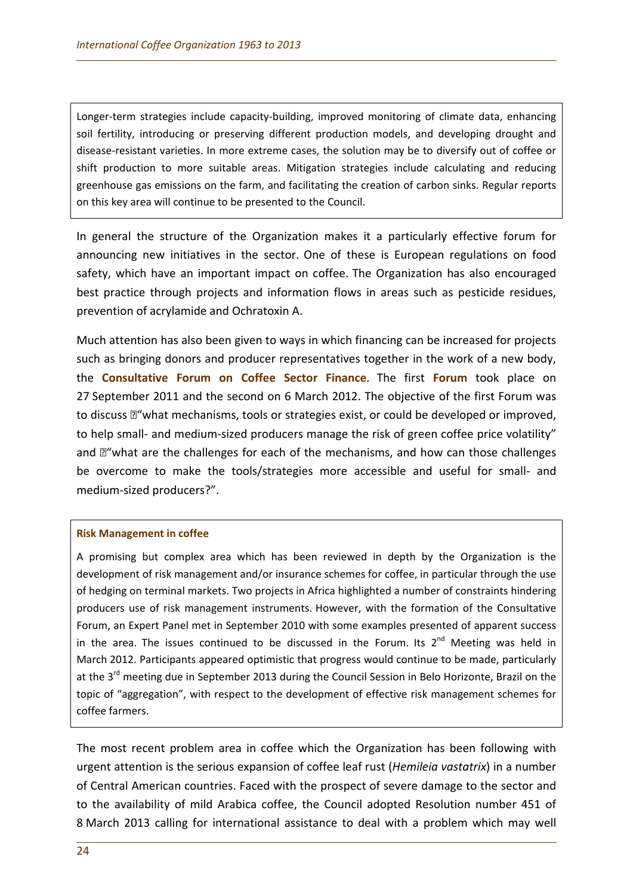Longer-term strategies include capacity-building, improved monitoring of climate data, enhancing soil fertility, introducing or preserving different production models, and developing drought and disease-resistant varieties. In more extreme cases, the solution may be to diversify out of coffee or shift production to more suitable areas. Mitigation strategies include calculating and reducing greenhouse gas emissions on the farm, and facilitating the creation of carbon sinks. Regular reports on this key area will continue to be presented to the Council.

In general the structure of the Organization makes it a particularly effective forum for announcing new initiatives in the sector. One of these is European regulations on food safety, which have an important impact on coffee. The Organization has also encouraged best practice through projects and information flows in areas such as pesticide residues, prevention of acrylamide and Ochratoxin A.

Much attention has also been given to ways in which financing can be increased for projects such as bringing donors and producer representatives together in the work of a new body, the **Consultative Forum on Coffee Sector Finance**. The first **Forum** took place on 27 September 2011 and the second on 6 March 2012. The objective of the first Forum was to discuss "what mechanisms, tools or strategies exist, or could be developed or improved, to help small- and medium-sized producers manage the risk of green coffee price volatility" and "what are the challenges for each of the mechanisms, and how can those challenges be overcome to make the tools/strategies more accessible and useful for small- and medium-sized producers?".

**Risk Management in coffee**

A promising but complex area which has been reviewed in depth by the Organization is the development of risk management and/or insurance schemes for coffee, in particular through the use of hedging on terminal markets. Two projects in Africa highlighted a number of constraints hindering producers use of risk management instruments. However, with the formation of the Consultative Forum, an Expert Panel met in September 2010 with some examples presented of apparent success in the area. The issues continued to be discussed in the Forum. Its 2nd Meeting was held in March 2012. Participants appeared optimistic that progress would continue to be made, particularly at the 3rd meeting due in September 2013 during the Council Session in Belo Horizonte, Brazil on the topic of "aggregation", with respect to the development of effective risk management schemes for coffee farmers.

The most recent problem area in coffee which the Organization has been following with urgent attention is the serious expansion of coffee leaf rust (*Hemileia vastatrix*) in a number of Central American countries. Faced with the prospect of severe damage to the sector and to the availability of mild Arabica coffee, the Council adopted Resolution number 451 of 8 March 2013 calling for international assistance to deal with a problem which may well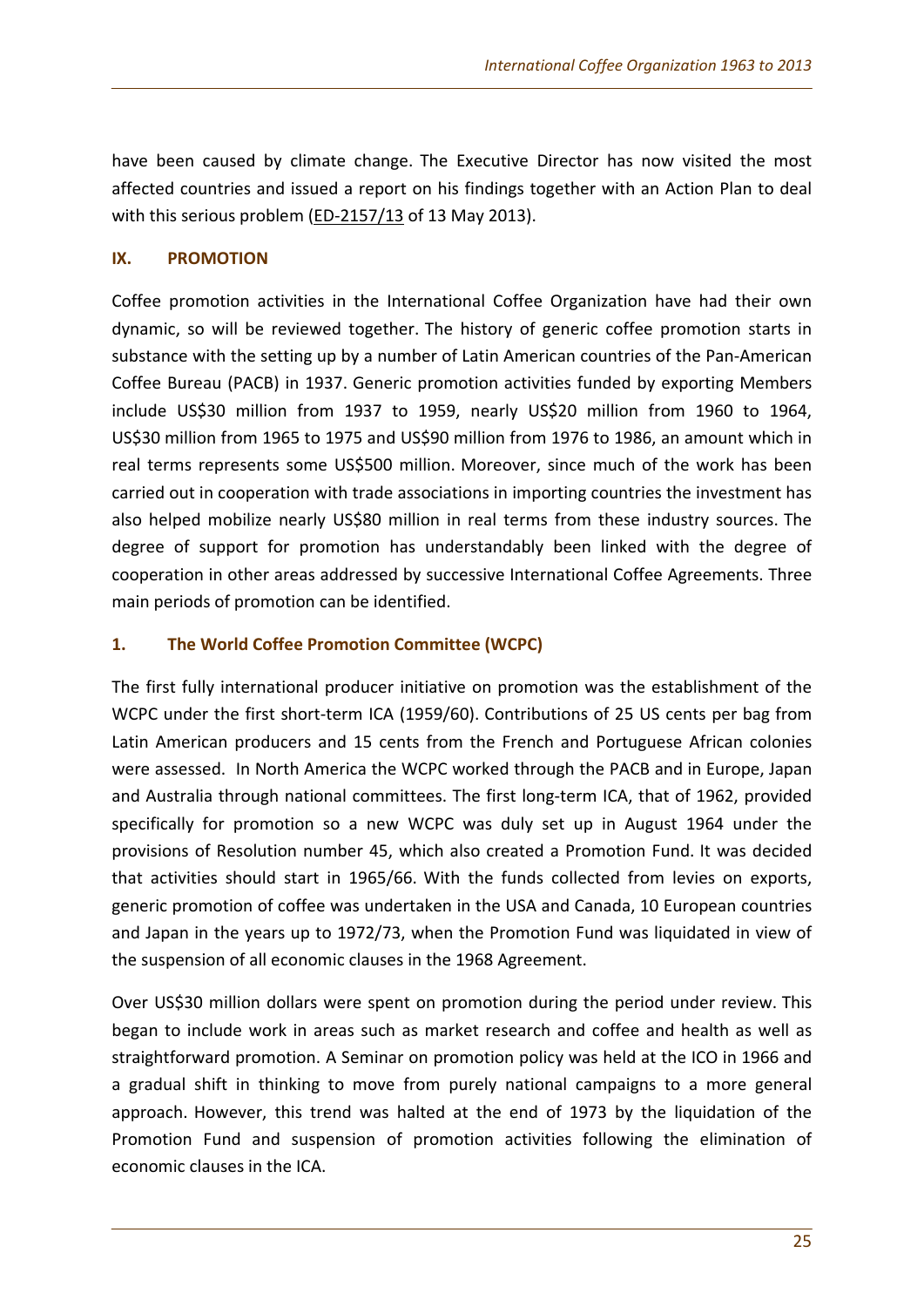have been caused by climate change. The Executive Director has now visited the most affected countries and issued a report on his findings together with an Action Plan to deal with this serious problem (ED-2157/13 of 13 May 2013).

## IX. PROMOTION

Coffee promotion activities in the International Coffee Organization have had their own dynamic, so will be reviewed together. The history of generic coffee promotion starts in substance with the setting up by a number of Latin American countries of the Pan-American Coffee Bureau (PACB) in 1937. Generic promotion activities funded by exporting Members include US$30 million from 1937 to 1959, nearly US$20 million from 1960 to 1964, US$30 million from 1965 to 1975 and US$90 million from 1976 to 1986, an amount which in real terms represents some US$500 million. Moreover, since much of the work has been carried out in cooperation with trade associations in importing countries the investment has also helped mobilize nearly US$80 million in real terms from these industry sources. The degree of support for promotion has understandably been linked with the degree of cooperation in other areas addressed by successive International Coffee Agreements. Three main periods of promotion can be identified.

### 1. The World Coffee Promotion Committee (WCPC)

The first fully international producer initiative on promotion was the establishment of the WCPC under the first short-term ICA (1959/60). Contributions of 25 US cents per bag from Latin American producers and 15 cents from the French and Portuguese African colonies were assessed. In North America the WCPC worked through the PACB and in Europe, Japan and Australia through national committees. The first long-term ICA, that of 1962, provided specifically for promotion so a new WCPC was duly set up in August 1964 under the provisions of Resolution number 45, which also created a Promotion Fund. It was decided that activities should start in 1965/66. With the funds collected from levies on exports, generic promotion of coffee was undertaken in the USA and Canada, 10 European countries and Japan in the years up to 1972/73, when the Promotion Fund was liquidated in view of the suspension of all economic clauses in the 1968 Agreement.

Over US$30 million dollars were spent on promotion during the period under review. This began to include work in areas such as market research and coffee and health as well as straightforward promotion. A Seminar on promotion policy was held at the ICO in 1966 and a gradual shift in thinking to move from purely national campaigns to a more general approach. However, this trend was halted at the end of 1973 by the liquidation of the Promotion Fund and suspension of promotion activities following the elimination of economic clauses in the ICA.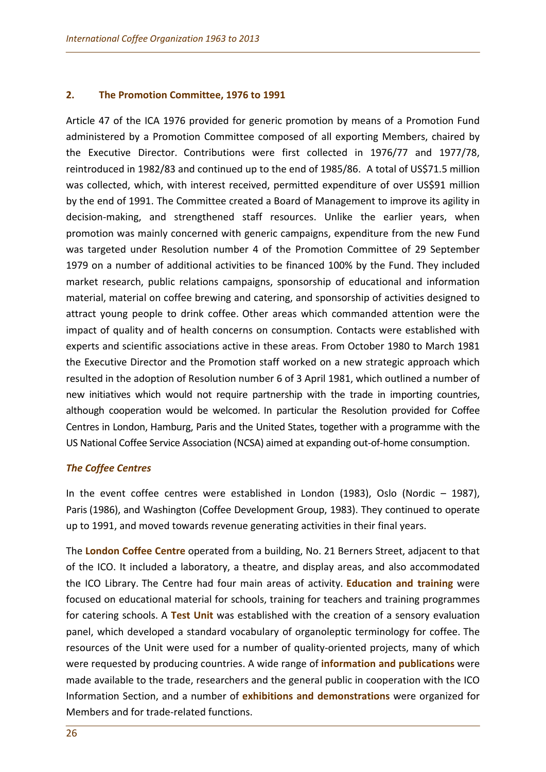## 2. The Promotion Committee, 1976 to 1991

Article 47 of the ICA 1976 provided for generic promotion by means of a Promotion Fund administered by a Promotion Committee composed of all exporting Members, chaired by the Executive Director. Contributions were first collected in 1976/77 and 1977/78, reintroduced in 1982/83 and continued up to the end of 1985/86. A total of US$71.5 million was collected, which, with interest received, permitted expenditure of over US$91 million by the end of 1991. The Committee created a Board of Management to improve its agility in decision-making, and strengthened staff resources. Unlike the earlier years, when promotion was mainly concerned with generic campaigns, expenditure from the new Fund was targeted under Resolution number 4 of the Promotion Committee of 29 September 1979 on a number of additional activities to be financed 100% by the Fund. They included market research, public relations campaigns, sponsorship of educational and information material, material on coffee brewing and catering, and sponsorship of activities designed to attract young people to drink coffee. Other areas which commanded attention were the impact of quality and of health concerns on consumption. Contacts were established with experts and scientific associations active in these areas. From October 1980 to March 1981 the Executive Director and the Promotion staff worked on a new strategic approach which resulted in the adoption of Resolution number 6 of 3 April 1981, which outlined a number of new initiatives which would not require partnership with the trade in importing countries, although cooperation would be welcomed. In particular the Resolution provided for Coffee Centres in London, Hamburg, Paris and the United States, together with a programme with the US National Coffee Service Association (NCSA) aimed at expanding out-of-home consumption.

### *The Coffee Centres*

In the event coffee centres were established in London (1983), Oslo (Nordic – 1987), Paris (1986), and Washington (Coffee Development Group, 1983). They continued to operate up to 1991, and moved towards revenue generating activities in their final years.

The **London Coffee Centre** operated from a building, No. 21 Berners Street, adjacent to that of the ICO. It included a laboratory, a theatre, and display areas, and also accommodated the ICO Library. The Centre had four main areas of activity. **Education and training** were focused on educational material for schools, training for teachers and training programmes for catering schools. A **Test Unit** was established with the creation of a sensory evaluation panel, which developed a standard vocabulary of organoleptic terminology for coffee. The resources of the Unit were used for a number of quality-oriented projects, many of which were requested by producing countries. A wide range of **information and publications** were made available to the trade, researchers and the general public in cooperation with the ICO Information Section, and a number of **exhibitions and demonstrations** were organized for Members and for trade-related functions.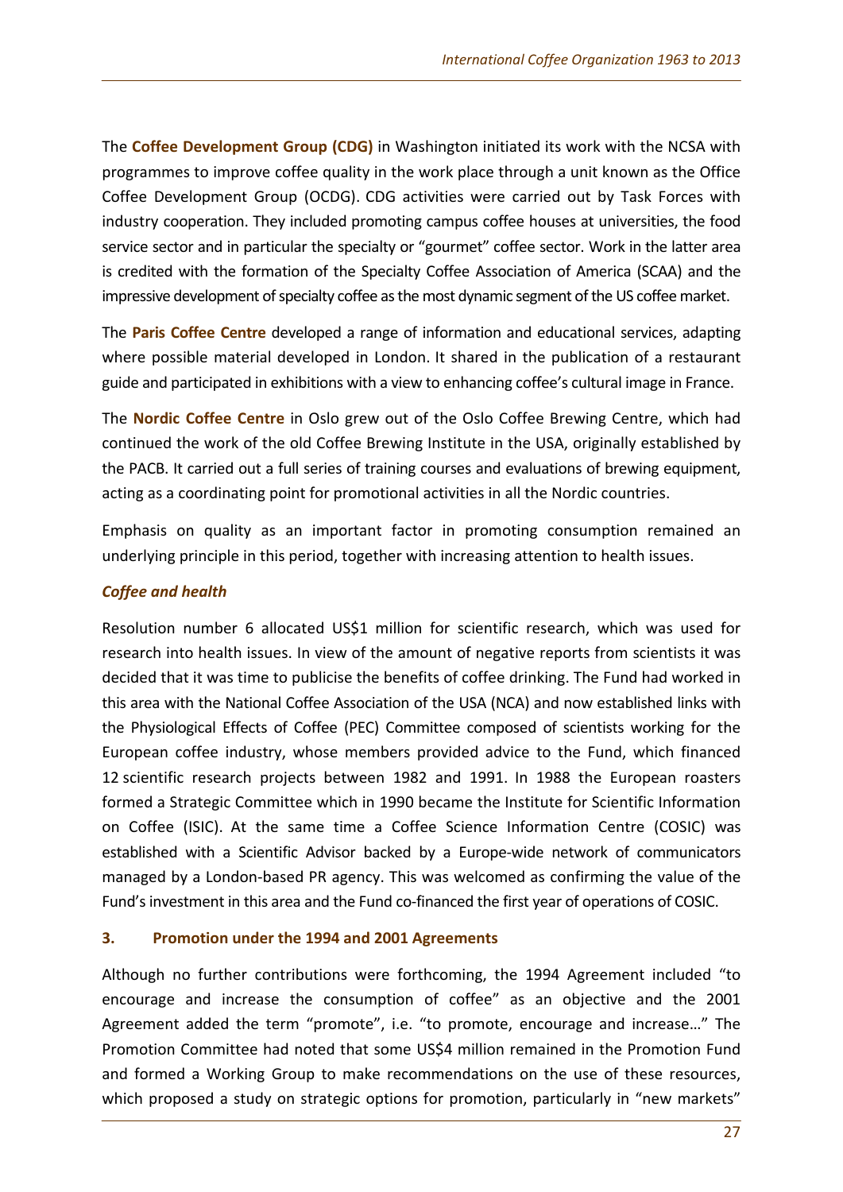The **Coffee Development Group (CDG)** in Washington initiated its work with the NCSA with programmes to improve coffee quality in the work place through a unit known as the Office Coffee Development Group (OCDG). CDG activities were carried out by Task Forces with industry cooperation. They included promoting campus coffee houses at universities, the food service sector and in particular the specialty or "gourmet" coffee sector. Work in the latter area is credited with the formation of the Specialty Coffee Association of America (SCAA) and the impressive development of specialty coffee as the most dynamic segment of the US coffee market.

The **Paris Coffee Centre** developed a range of information and educational services, adapting where possible material developed in London. It shared in the publication of a restaurant guide and participated in exhibitions with a view to enhancing coffee's cultural image in France.

The **Nordic Coffee Centre** in Oslo grew out of the Oslo Coffee Brewing Centre, which had continued the work of the old Coffee Brewing Institute in the USA, originally established by the PACB. It carried out a full series of training courses and evaluations of brewing equipment, acting as a coordinating point for promotional activities in all the Nordic countries.

Emphasis on quality as an important factor in promoting consumption remained an underlying principle in this period, together with increasing attention to health issues.

### *Coffee and health*

Resolution number 6 allocated US$1 million for scientific research, which was used for research into health issues. In view of the amount of negative reports from scientists it was decided that it was time to publicise the benefits of coffee drinking. The Fund had worked in this area with the National Coffee Association of the USA (NCA) and now established links with the Physiological Effects of Coffee (PEC) Committee composed of scientists working for the European coffee industry, whose members provided advice to the Fund, which financed 12 scientific research projects between 1982 and 1991. In 1988 the European roasters formed a Strategic Committee which in 1990 became the Institute for Scientific Information on Coffee (ISIC). At the same time a Coffee Science Information Centre (COSIC) was established with a Scientific Advisor backed by a Europe-wide network of communicators managed by a London-based PR agency. This was welcomed as confirming the value of the Fund's investment in this area and the Fund co-financed the first year of operations of COSIC.

## 3. Promotion under the 1994 and 2001 Agreements

Although no further contributions were forthcoming, the 1994 Agreement included "to encourage and increase the consumption of coffee" as an objective and the 2001 Agreement added the term "promote", i.e. "to promote, encourage and increase…" The Promotion Committee had noted that some US$4 million remained in the Promotion Fund and formed a Working Group to make recommendations on the use of these resources, which proposed a study on strategic options for promotion, particularly in "new markets"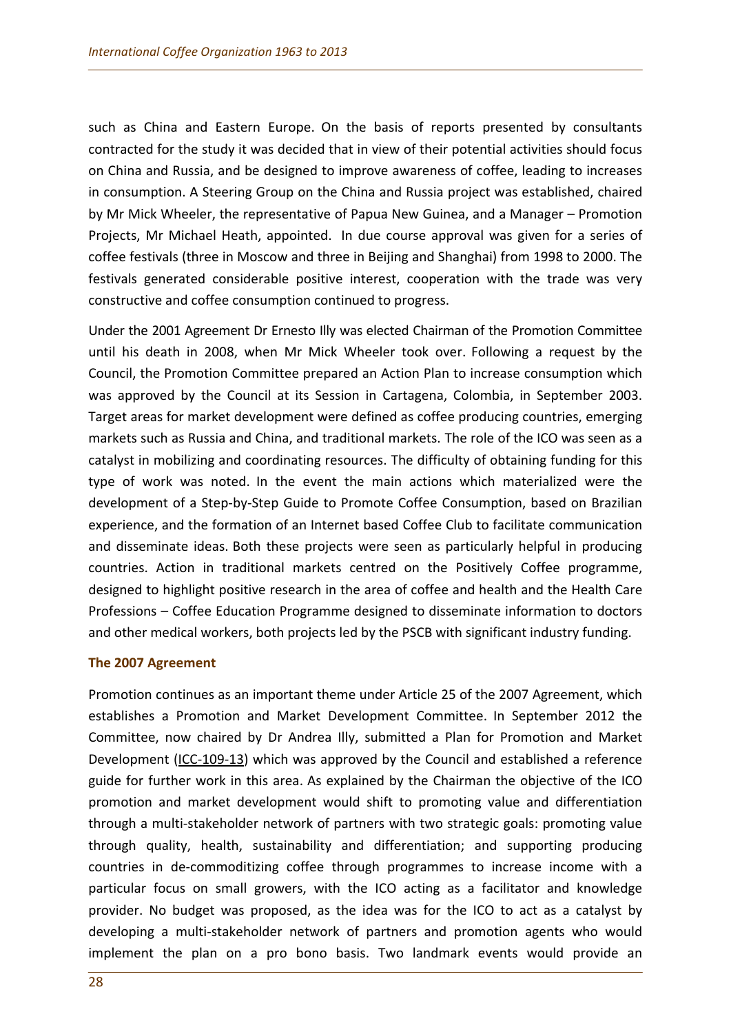such as China and Eastern Europe. On the basis of reports presented by consultants contracted for the study it was decided that in view of their potential activities should focus on China and Russia, and be designed to improve awareness of coffee, leading to increases in consumption. A Steering Group on the China and Russia project was established, chaired by Mr Mick Wheeler, the representative of Papua New Guinea, and a Manager – Promotion Projects, Mr Michael Heath, appointed. In due course approval was given for a series of coffee festivals (three in Moscow and three in Beijing and Shanghai) from 1998 to 2000. The festivals generated considerable positive interest, cooperation with the trade was very constructive and coffee consumption continued to progress.

Under the 2001 Agreement Dr Ernesto Illy was elected Chairman of the Promotion Committee until his death in 2008, when Mr Mick Wheeler took over. Following a request by the Council, the Promotion Committee prepared an Action Plan to increase consumption which was approved by the Council at its Session in Cartagena, Colombia, in September 2003. Target areas for market development were defined as coffee producing countries, emerging markets such as Russia and China, and traditional markets. The role of the ICO was seen as a catalyst in mobilizing and coordinating resources. The difficulty of obtaining funding for this type of work was noted. In the event the main actions which materialized were the development of a Step-by-Step Guide to Promote Coffee Consumption, based on Brazilian experience, and the formation of an Internet based Coffee Club to facilitate communication and disseminate ideas. Both these projects were seen as particularly helpful in producing countries. Action in traditional markets centred on the Positively Coffee programme, designed to highlight positive research in the area of coffee and health and the Health Care Professions – Coffee Education Programme designed to disseminate information to doctors and other medical workers, both projects led by the PSCB with significant industry funding.

### The 2007 Agreement

Promotion continues as an important theme under Article 25 of the 2007 Agreement, which establishes a Promotion and Market Development Committee. In September 2012 the Committee, now chaired by Dr Andrea Illy, submitted a Plan for Promotion and Market Development (ICC-109-13) which was approved by the Council and established a reference guide for further work in this area. As explained by the Chairman the objective of the ICO promotion and market development would shift to promoting value and differentiation through a multi-stakeholder network of partners with two strategic goals: promoting value through quality, health, sustainability and differentiation; and supporting producing countries in de-commoditizing coffee through programmes to increase income with a particular focus on small growers, with the ICO acting as a facilitator and knowledge provider. No budget was proposed, as the idea was for the ICO to act as a catalyst by developing a multi-stakeholder network of partners and promotion agents who would implement the plan on a pro bono basis. Two landmark events would provide an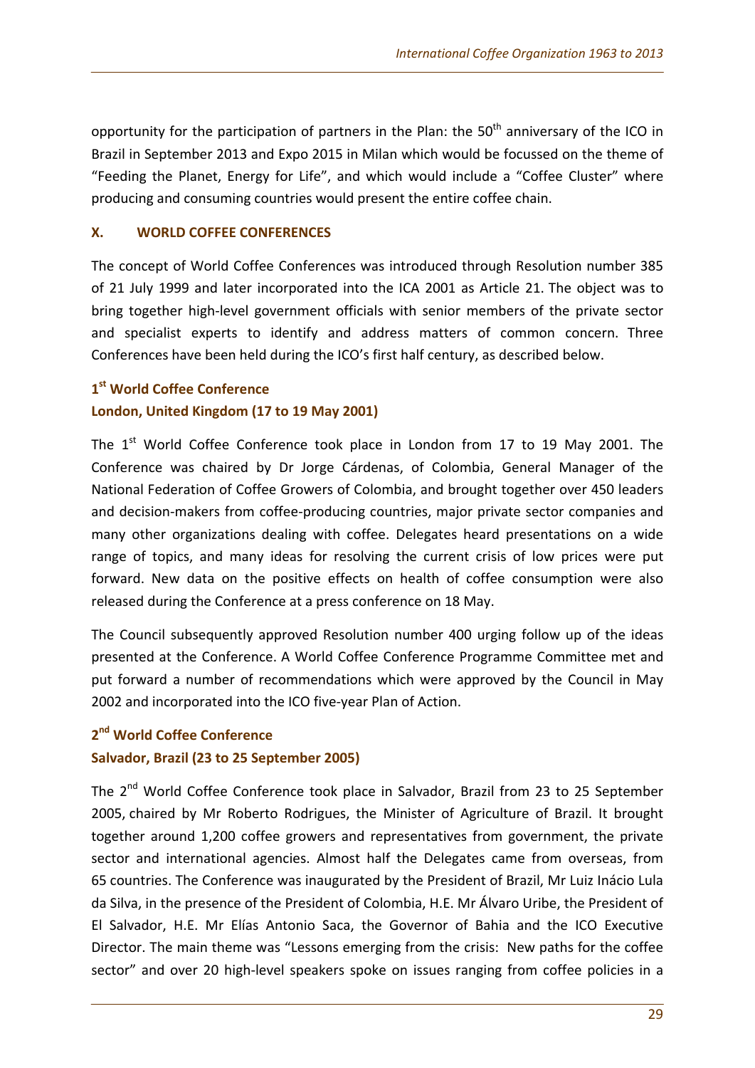opportunity for the participation of partners in the Plan: the 50th anniversary of the ICO in Brazil in September 2013 and Expo 2015 in Milan which would be focussed on the theme of "Feeding the Planet, Energy for Life", and which would include a "Coffee Cluster" where producing and consuming countries would present the entire coffee chain.

## X. WORLD COFFEE CONFERENCES

The concept of World Coffee Conferences was introduced through Resolution number 385 of 21 July 1999 and later incorporated into the ICA 2001 as Article 21. The object was to bring together high-level government officials with senior members of the private sector and specialist experts to identify and address matters of common concern. Three Conferences have been held during the ICO's first half century, as described below.

### 1st World Coffee Conference
### London, United Kingdom (17 to 19 May 2001)

The 1st World Coffee Conference took place in London from 17 to 19 May 2001. The Conference was chaired by Dr Jorge Cárdenas, of Colombia, General Manager of the National Federation of Coffee Growers of Colombia, and brought together over 450 leaders and decision-makers from coffee-producing countries, major private sector companies and many other organizations dealing with coffee. Delegates heard presentations on a wide range of topics, and many ideas for resolving the current crisis of low prices were put forward. New data on the positive effects on health of coffee consumption were also released during the Conference at a press conference on 18 May.

The Council subsequently approved Resolution number 400 urging follow up of the ideas presented at the Conference. A World Coffee Conference Programme Committee met and put forward a number of recommendations which were approved by the Council in May 2002 and incorporated into the ICO five-year Plan of Action.

### 2nd World Coffee Conference
### Salvador, Brazil (23 to 25 September 2005)

The 2nd World Coffee Conference took place in Salvador, Brazil from 23 to 25 September 2005, chaired by Mr Roberto Rodrigues, the Minister of Agriculture of Brazil. It brought together around 1,200 coffee growers and representatives from government, the private sector and international agencies. Almost half the Delegates came from overseas, from 65 countries. The Conference was inaugurated by the President of Brazil, Mr Luiz Inácio Lula da Silva, in the presence of the President of Colombia, H.E. Mr Álvaro Uribe, the President of El Salvador, H.E. Mr Elías Antonio Saca, the Governor of Bahia and the ICO Executive Director. The main theme was "Lessons emerging from the crisis: New paths for the coffee sector" and over 20 high-level speakers spoke on issues ranging from coffee policies in a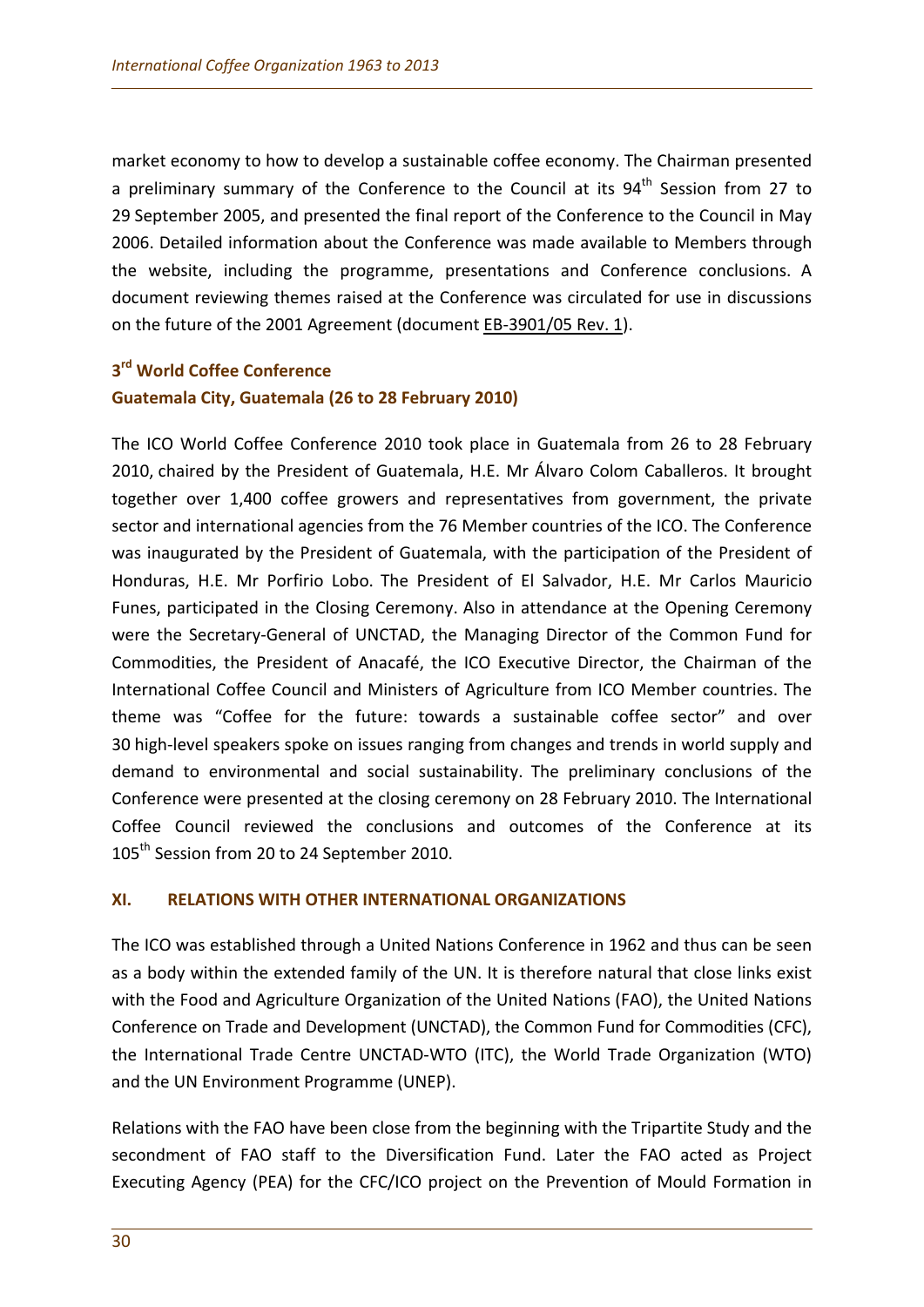market economy to how to develop a sustainable coffee economy. The Chairman presented a preliminary summary of the Conference to the Council at its 94th Session from 27 to 29 September 2005, and presented the final report of the Conference to the Council in May 2006. Detailed information about the Conference was made available to Members through the website, including the programme, presentations and Conference conclusions. A document reviewing themes raised at the Conference was circulated for use in discussions on the future of the 2001 Agreement (document EB-3901/05 Rev. 1).

### 3rd World Coffee Conference
### Guatemala City, Guatemala (26 to 28 February 2010)

The ICO World Coffee Conference 2010 took place in Guatemala from 26 to 28 February 2010, chaired by the President of Guatemala, H.E. Mr Álvaro Colom Caballeros. It brought together over 1,400 coffee growers and representatives from government, the private sector and international agencies from the 76 Member countries of the ICO. The Conference was inaugurated by the President of Guatemala, with the participation of the President of Honduras, H.E. Mr Porfirio Lobo. The President of El Salvador, H.E. Mr Carlos Mauricio Funes, participated in the Closing Ceremony. Also in attendance at the Opening Ceremony were the Secretary-General of UNCTAD, the Managing Director of the Common Fund for Commodities, the President of Anacafé, the ICO Executive Director, the Chairman of the International Coffee Council and Ministers of Agriculture from ICO Member countries. The theme was "Coffee for the future: towards a sustainable coffee sector" and over 30 high-level speakers spoke on issues ranging from changes and trends in world supply and demand to environmental and social sustainability. The preliminary conclusions of the Conference were presented at the closing ceremony on 28 February 2010. The International Coffee Council reviewed the conclusions and outcomes of the Conference at its 105th Session from 20 to 24 September 2010.

## XI. RELATIONS WITH OTHER INTERNATIONAL ORGANIZATIONS

The ICO was established through a United Nations Conference in 1962 and thus can be seen as a body within the extended family of the UN. It is therefore natural that close links exist with the Food and Agriculture Organization of the United Nations (FAO), the United Nations Conference on Trade and Development (UNCTAD), the Common Fund for Commodities (CFC), the International Trade Centre UNCTAD-WTO (ITC), the World Trade Organization (WTO) and the UN Environment Programme (UNEP).

Relations with the FAO have been close from the beginning with the Tripartite Study and the secondment of FAO staff to the Diversification Fund. Later the FAO acted as Project Executing Agency (PEA) for the CFC/ICO project on the Prevention of Mould Formation in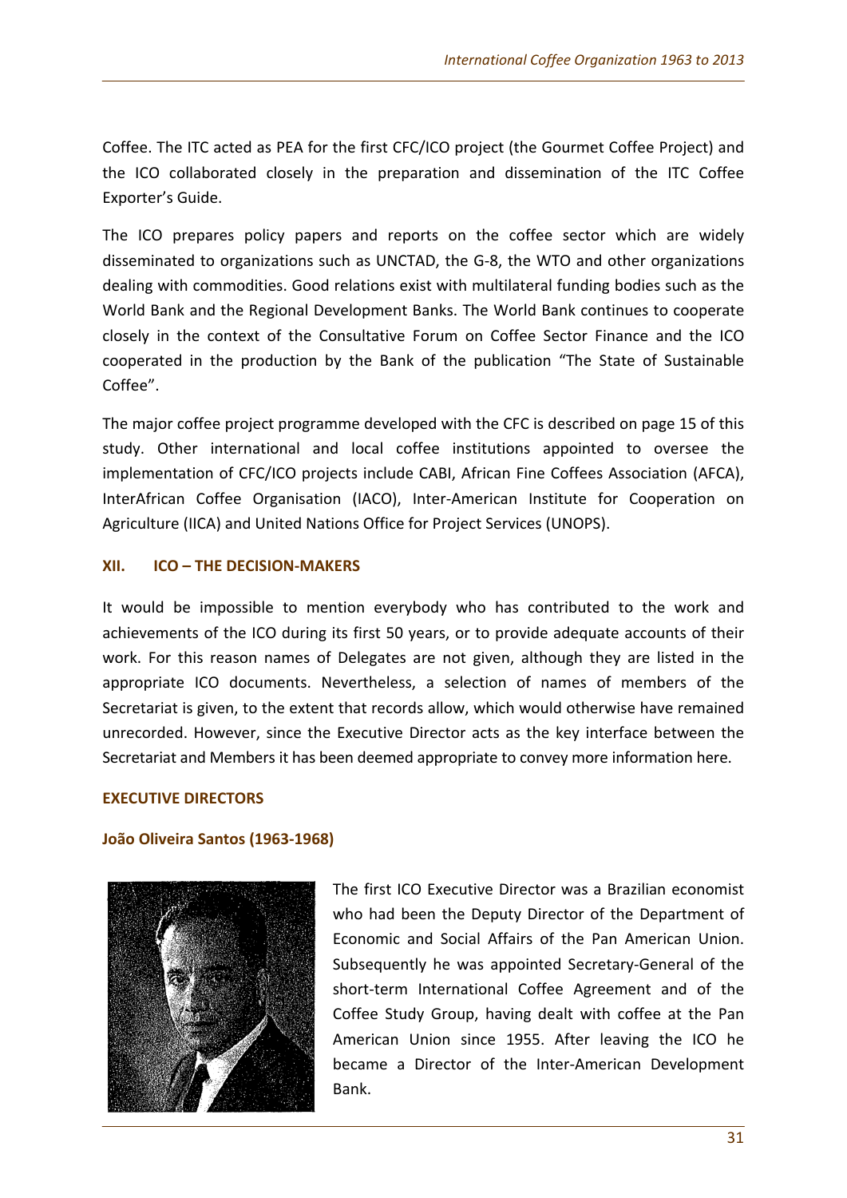Coffee. The ITC acted as PEA for the first CFC/ICO project (the Gourmet Coffee Project) and the ICO collaborated closely in the preparation and dissemination of the ITC Coffee Exporter's Guide.

The ICO prepares policy papers and reports on the coffee sector which are widely disseminated to organizations such as UNCTAD, the G-8, the WTO and other organizations dealing with commodities. Good relations exist with multilateral funding bodies such as the World Bank and the Regional Development Banks. The World Bank continues to cooperate closely in the context of the Consultative Forum on Coffee Sector Finance and the ICO cooperated in the production by the Bank of the publication "The State of Sustainable Coffee".

The major coffee project programme developed with the CFC is described on page 15 of this study. Other international and local coffee institutions appointed to oversee the implementation of CFC/ICO projects include CABI, African Fine Coffees Association (AFCA), InterAfrican Coffee Organisation (IACO), Inter-American Institute for Cooperation on Agriculture (IICA) and United Nations Office for Project Services (UNOPS).

## XII. ICO – THE DECISION-MAKERS

It would be impossible to mention everybody who has contributed to the work and achievements of the ICO during its first 50 years, or to provide adequate accounts of their work. For this reason names of Delegates are not given, although they are listed in the appropriate ICO documents. Nevertheless, a selection of names of members of the Secretariat is given, to the extent that records allow, which would otherwise have remained unrecorded. However, since the Executive Director acts as the key interface between the Secretariat and Members it has been deemed appropriate to convey more information here.

### EXECUTIVE DIRECTORS

#### João Oliveira Santos (1963-1968)

The first ICO Executive Director was a Brazilian economist who had been the Deputy Director of the Department of Economic and Social Affairs of the Pan American Union. Subsequently he was appointed Secretary-General of the short-term International Coffee Agreement and of the Coffee Study Group, having dealt with coffee at the Pan American Union since 1955. After leaving the ICO he became a Director of the Inter-American Development Bank.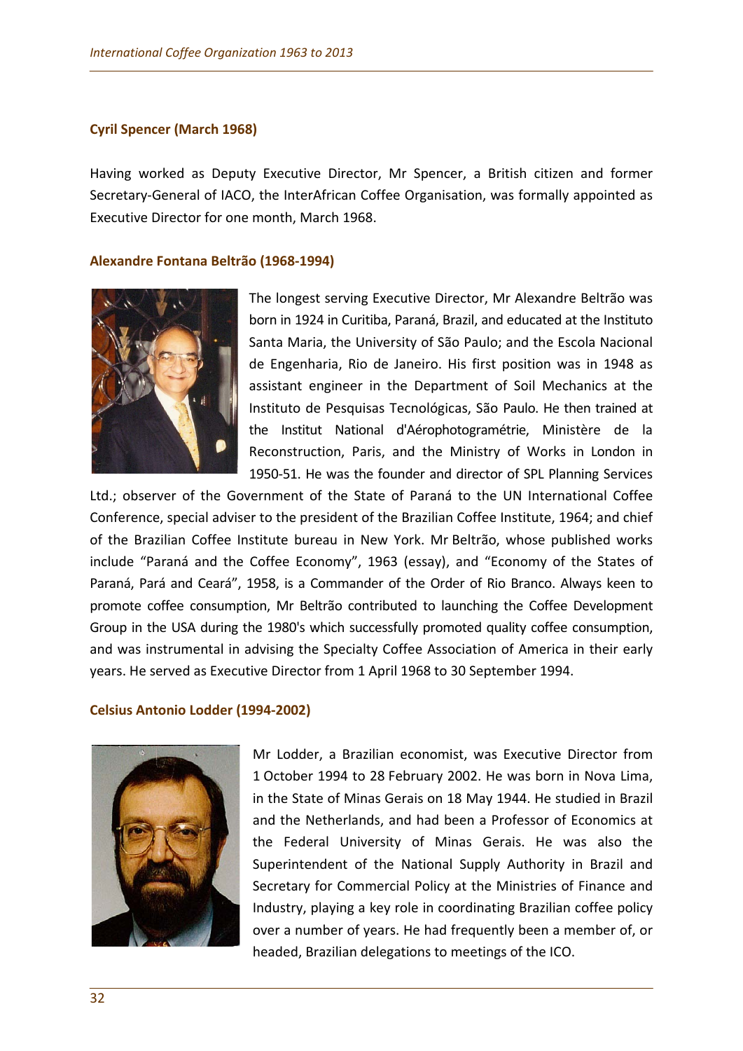### Cyril Spencer (March 1968)

Having worked as Deputy Executive Director, Mr Spencer, a British citizen and former Secretary-General of IACO, the InterAfrican Coffee Organisation, was formally appointed as Executive Director for one month, March 1968.

### Alexandre Fontana Beltrão (1968-1994)

The longest serving Executive Director, Mr Alexandre Beltrão was born in 1924 in Curitiba, Paraná, Brazil, and educated at the Instituto Santa Maria, the University of São Paulo; and the Escola Nacional de Engenharia, Rio de Janeiro. His first position was in 1948 as assistant engineer in the Department of Soil Mechanics at the Instituto de Pesquisas Tecnológicas, São Paulo. He then trained at the Institut National d'Aérophotogramétrie, Ministère de la Reconstruction, Paris, and the Ministry of Works in London in 1950-51. He was the founder and director of SPL Planning Services Ltd.; observer of the Government of the State of Paraná to the UN International Coffee Conference, special adviser to the president of the Brazilian Coffee Institute, 1964; and chief of the Brazilian Coffee Institute bureau in New York. Mr Beltrão, whose published works include "Paraná and the Coffee Economy", 1963 (essay), and "Economy of the States of Paraná, Pará and Ceará", 1958, is a Commander of the Order of Rio Branco. Always keen to promote coffee consumption, Mr Beltrão contributed to launching the Coffee Development Group in the USA during the 1980's which successfully promoted quality coffee consumption, and was instrumental in advising the Specialty Coffee Association of America in their early years. He served as Executive Director from 1 April 1968 to 30 September 1994.

### Celsius Antonio Lodder (1994-2002)

Mr Lodder, a Brazilian economist, was Executive Director from 1 October 1994 to 28 February 2002. He was born in Nova Lima, in the State of Minas Gerais on 18 May 1944. He studied in Brazil and the Netherlands, and had been a Professor of Economics at the Federal University of Minas Gerais. He was also the Superintendent of the National Supply Authority in Brazil and Secretary for Commercial Policy at the Ministries of Finance and Industry, playing a key role in coordinating Brazilian coffee policy over a number of years. He had frequently been a member of, or headed, Brazilian delegations to meetings of the ICO.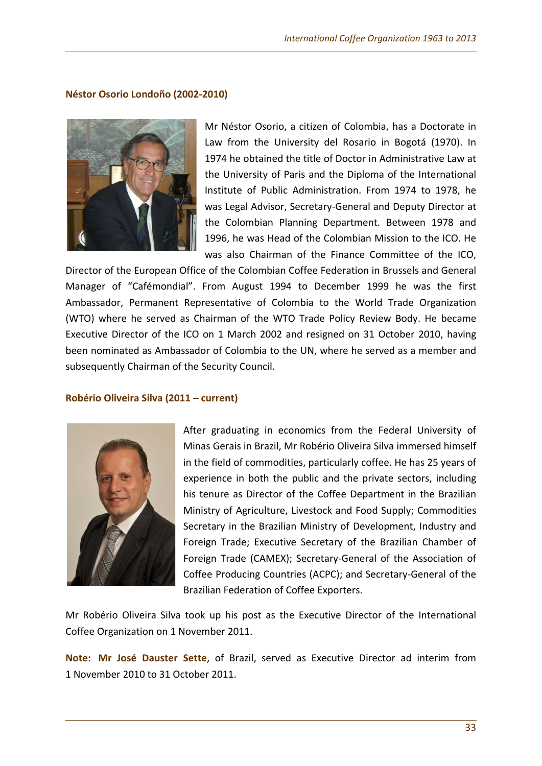### Néstor Osorio Londoño (2002-2010)

Mr Néstor Osorio, a citizen of Colombia, has a Doctorate in Law from the University del Rosario in Bogotá (1970). In 1974 he obtained the title of Doctor in Administrative Law at the University of Paris and the Diploma of the International Institute of Public Administration. From 1974 to 1978, he was Legal Advisor, Secretary-General and Deputy Director at the Colombian Planning Department. Between 1978 and 1996, he was Head of the Colombian Mission to the ICO. He was also Chairman of the Finance Committee of the ICO, Director of the European Office of the Colombian Coffee Federation in Brussels and General Manager of "Cafémondial". From August 1994 to December 1999 he was the first Ambassador, Permanent Representative of Colombia to the World Trade Organization (WTO) where he served as Chairman of the WTO Trade Policy Review Body. He became Executive Director of the ICO on 1 March 2002 and resigned on 31 October 2010, having been nominated as Ambassador of Colombia to the UN, where he served as a member and subsequently Chairman of the Security Council.

### Robério Oliveira Silva (2011 – current)

After graduating in economics from the Federal University of Minas Gerais in Brazil, Mr Robério Oliveira Silva immersed himself in the field of commodities, particularly coffee. He has 25 years of experience in both the public and the private sectors, including his tenure as Director of the Coffee Department in the Brazilian Ministry of Agriculture, Livestock and Food Supply; Commodities Secretary in the Brazilian Ministry of Development, Industry and Foreign Trade; Executive Secretary of the Brazilian Chamber of Foreign Trade (CAMEX); Secretary-General of the Association of Coffee Producing Countries (ACPC); and Secretary-General of the Brazilian Federation of Coffee Exporters.

Mr Robério Oliveira Silva took up his post as the Executive Director of the International Coffee Organization on 1 November 2011.

**Note: Mr José Dauster Sette**, of Brazil, served as Executive Director ad interim from 1 November 2010 to 31 October 2011.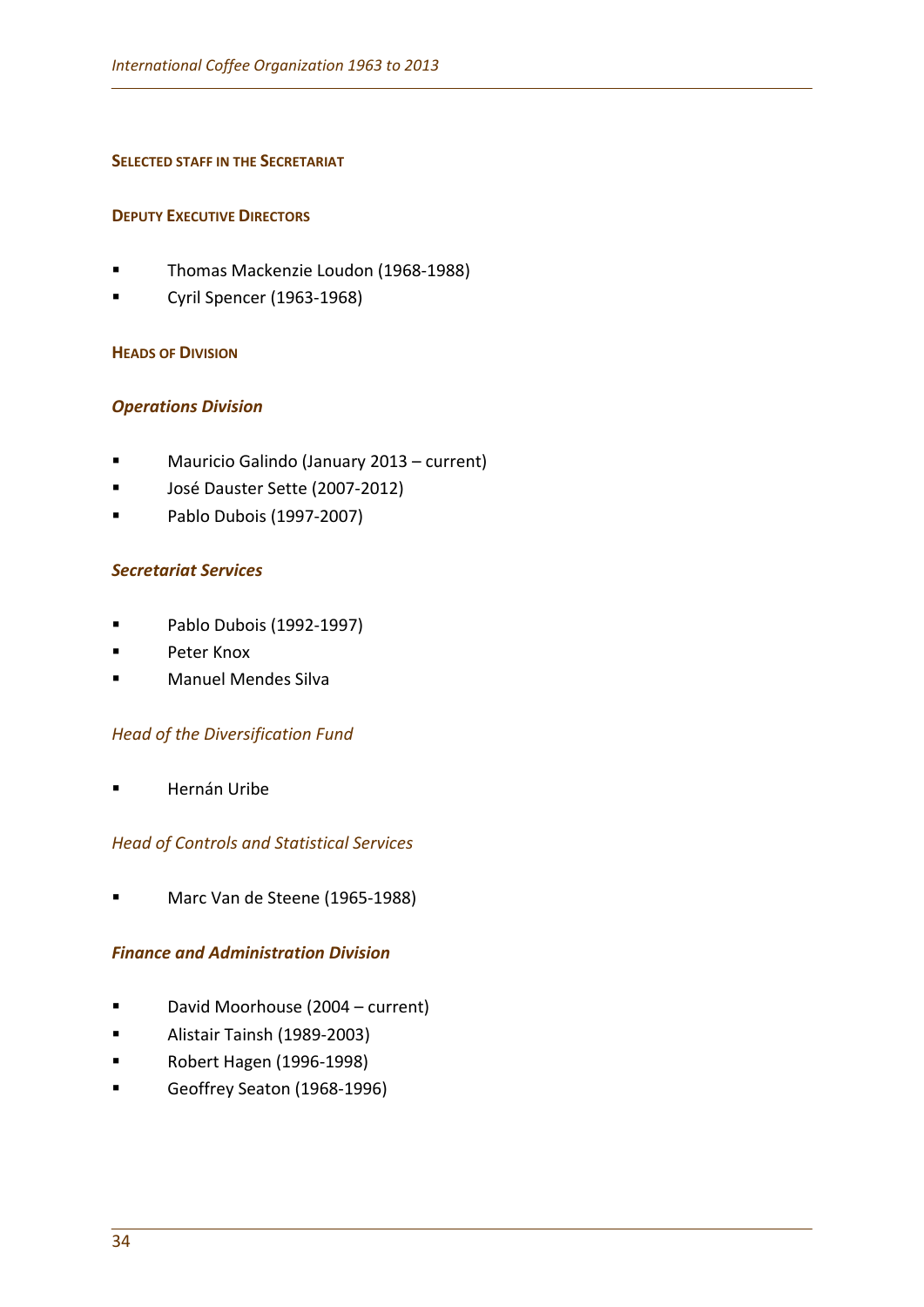## Selected staff in the Secretariat

### Deputy Executive Directors

- Thomas Mackenzie Loudon (1968-1988)
- Cyril Spencer (1963-1968)

### Heads of Division

#### *Operations Division*

- Mauricio Galindo (January 2013 – current)
- José Dauster Sette (2007-2012)
- Pablo Dubois (1997-2007)

#### *Secretariat Services*

- Pablo Dubois (1992-1997)
- Peter Knox
- Manuel Mendes Silva

*Head of the Diversification Fund*

- Hernán Uribe

*Head of Controls and Statistical Services*

- Marc Van de Steene (1965-1988)

#### *Finance and Administration Division*

- David Moorhouse (2004 – current)
- Alistair Tainsh (1989-2003)
- Robert Hagen (1996-1998)
- Geoffrey Seaton (1968-1996)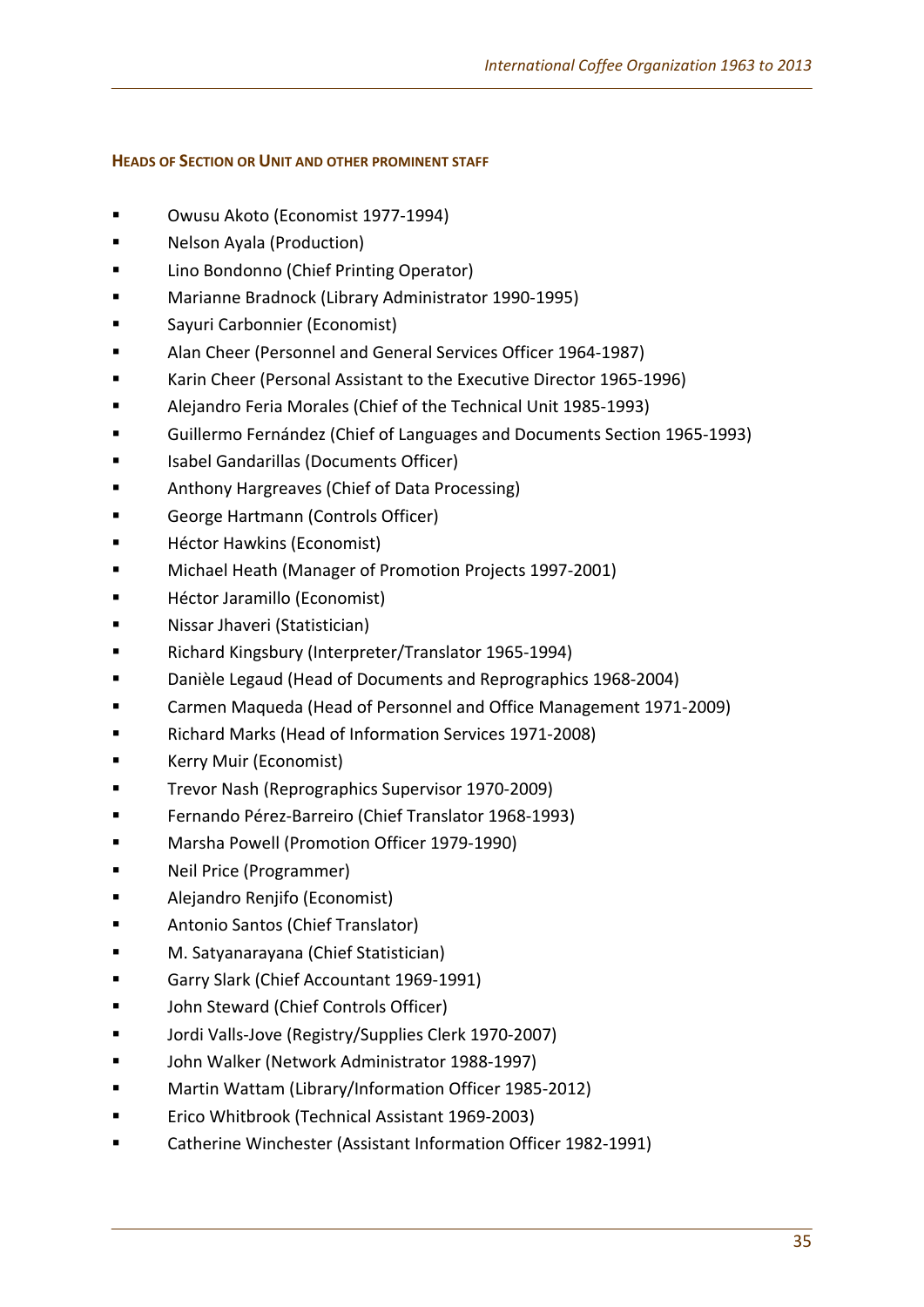### Heads of Section or Unit and other prominent staff

- Owusu Akoto (Economist 1977-1994)
- Nelson Ayala (Production)
- Lino Bondonno (Chief Printing Operator)
- Marianne Bradnock (Library Administrator 1990-1995)
- Sayuri Carbonnier (Economist)
- Alan Cheer (Personnel and General Services Officer 1964-1987)
- Karin Cheer (Personal Assistant to the Executive Director 1965-1996)
- Alejandro Feria Morales (Chief of the Technical Unit 1985-1993)
- Guillermo Fernández (Chief of Languages and Documents Section 1965-1993)
- Isabel Gandarillas (Documents Officer)
- Anthony Hargreaves (Chief of Data Processing)
- George Hartmann (Controls Officer)
- Héctor Hawkins (Economist)
- Michael Heath (Manager of Promotion Projects 1997-2001)
- Héctor Jaramillo (Economist)
- Nissar Jhaveri (Statistician)
- Richard Kingsbury (Interpreter/Translator 1965-1994)
- Danièle Legaud (Head of Documents and Reprographics 1968-2004)
- Carmen Maqueda (Head of Personnel and Office Management 1971-2009)
- Richard Marks (Head of Information Services 1971-2008)
- Kerry Muir (Economist)
- Trevor Nash (Reprographics Supervisor 1970-2009)
- Fernando Pérez-Barreiro (Chief Translator 1968-1993)
- Marsha Powell (Promotion Officer 1979-1990)
- Neil Price (Programmer)
- Alejandro Renjifo (Economist)
- Antonio Santos (Chief Translator)
- M. Satyanarayana (Chief Statistician)
- Garry Slark (Chief Accountant 1969-1991)
- John Steward (Chief Controls Officer)
- Jordi Valls-Jove (Registry/Supplies Clerk 1970-2007)
- John Walker (Network Administrator 1988-1997)
- Martin Wattam (Library/Information Officer 1985-2012)
- Erico Whitbrook (Technical Assistant 1969-2003)
- Catherine Winchester (Assistant Information Officer 1982-1991)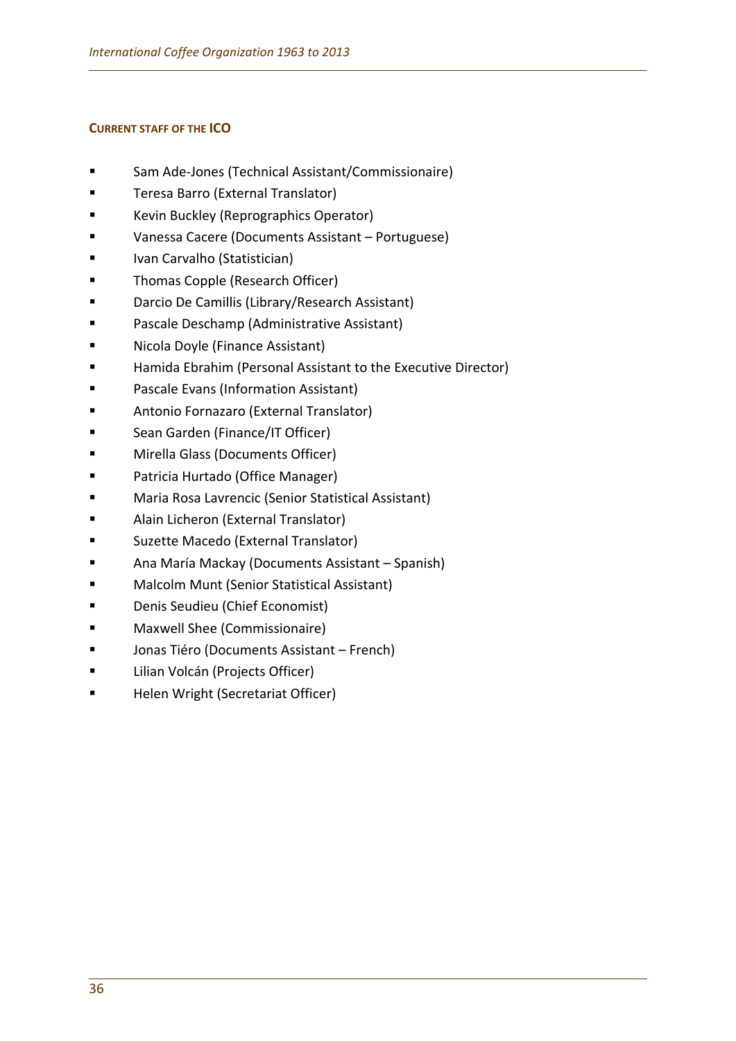### CURRENT STAFF OF THE ICO

- Sam Ade-Jones (Technical Assistant/Commissionaire)
- Teresa Barro (External Translator)
- Kevin Buckley (Reprographics Operator)
- Vanessa Cacere (Documents Assistant – Portuguese)
- Ivan Carvalho (Statistician)
- Thomas Copple (Research Officer)
- Darcio De Camillis (Library/Research Assistant)
- Pascale Deschamp (Administrative Assistant)
- Nicola Doyle (Finance Assistant)
- Hamida Ebrahim (Personal Assistant to the Executive Director)
- Pascale Evans (Information Assistant)
- Antonio Fornazaro (External Translator)
- Sean Garden (Finance/IT Officer)
- Mirella Glass (Documents Officer)
- Patricia Hurtado (Office Manager)
- Maria Rosa Lavrencic (Senior Statistical Assistant)
- Alain Licheron (External Translator)
- Suzette Macedo (External Translator)
- Ana María Mackay (Documents Assistant – Spanish)
- Malcolm Munt (Senior Statistical Assistant)
- Denis Seudieu (Chief Economist)
- Maxwell Shee (Commissionaire)
- Jonas Tiéro (Documents Assistant – French)
- Lilian Volcán (Projects Officer)
- Helen Wright (Secretariat Officer)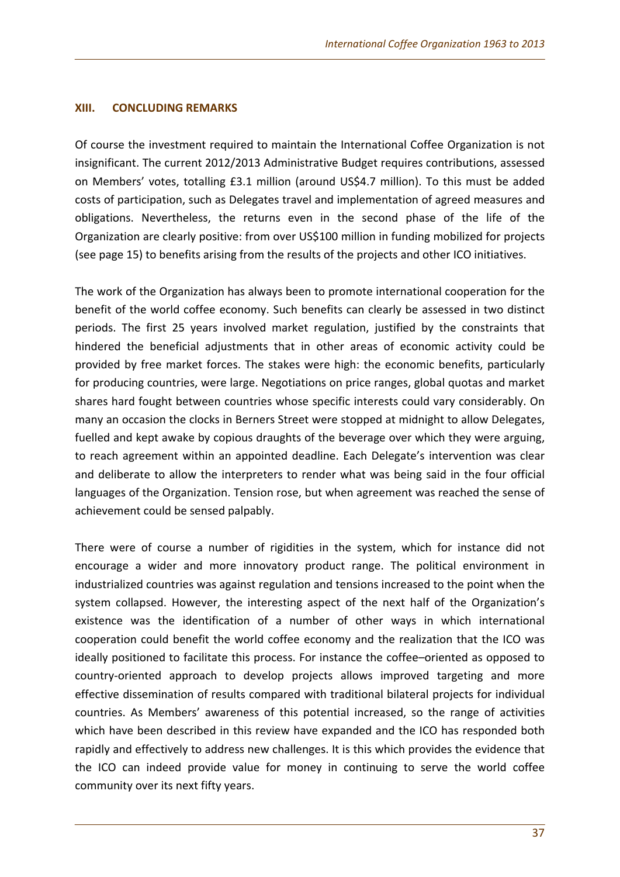## XIII. CONCLUDING REMARKS

Of course the investment required to maintain the International Coffee Organization is not insignificant. The current 2012/2013 Administrative Budget requires contributions, assessed on Members' votes, totalling £3.1 million (around US$4.7 million). To this must be added costs of participation, such as Delegates travel and implementation of agreed measures and obligations. Nevertheless, the returns even in the second phase of the life of the Organization are clearly positive: from over US$100 million in funding mobilized for projects (see page 15) to benefits arising from the results of the projects and other ICO initiatives.

The work of the Organization has always been to promote international cooperation for the benefit of the world coffee economy. Such benefits can clearly be assessed in two distinct periods. The first 25 years involved market regulation, justified by the constraints that hindered the beneficial adjustments that in other areas of economic activity could be provided by free market forces. The stakes were high: the economic benefits, particularly for producing countries, were large. Negotiations on price ranges, global quotas and market shares hard fought between countries whose specific interests could vary considerably. On many an occasion the clocks in Berners Street were stopped at midnight to allow Delegates, fuelled and kept awake by copious draughts of the beverage over which they were arguing, to reach agreement within an appointed deadline. Each Delegate's intervention was clear and deliberate to allow the interpreters to render what was being said in the four official languages of the Organization. Tension rose, but when agreement was reached the sense of achievement could be sensed palpably.

There were of course a number of rigidities in the system, which for instance did not encourage a wider and more innovatory product range. The political environment in industrialized countries was against regulation and tensions increased to the point when the system collapsed. However, the interesting aspect of the next half of the Organization's existence was the identification of a number of other ways in which international cooperation could benefit the world coffee economy and the realization that the ICO was ideally positioned to facilitate this process. For instance the coffee–oriented as opposed to country-oriented approach to develop projects allows improved targeting and more effective dissemination of results compared with traditional bilateral projects for individual countries. As Members' awareness of this potential increased, so the range of activities which have been described in this review have expanded and the ICO has responded both rapidly and effectively to address new challenges. It is this which provides the evidence that the ICO can indeed provide value for money in continuing to serve the world coffee community over its next fifty years.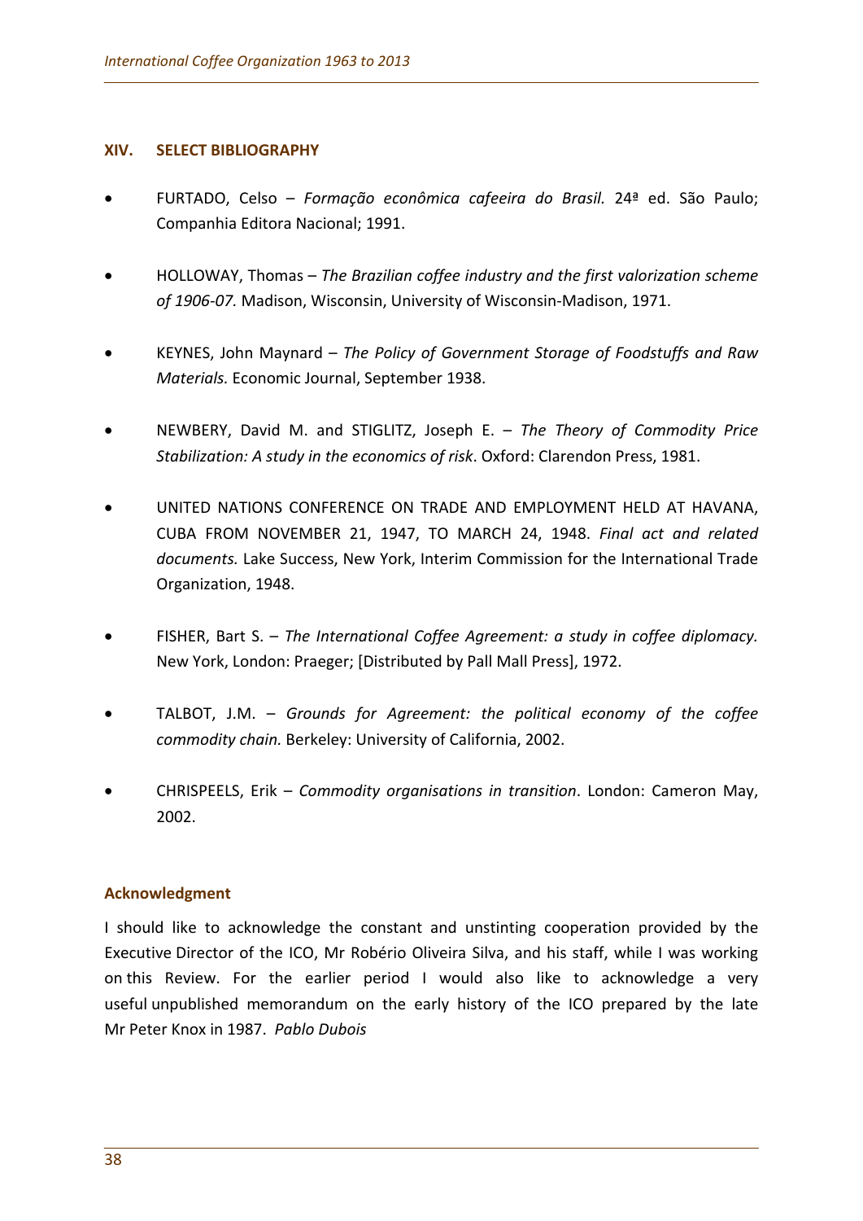## XIV. SELECT BIBLIOGRAPHY

- FURTADO, Celso – *Formação econômica cafeeira do Brasil.* 24ª ed. São Paulo; Companhia Editora Nacional; 1991.
- HOLLOWAY, Thomas – *The Brazilian coffee industry and the first valorization scheme of 1906-07.* Madison, Wisconsin, University of Wisconsin-Madison, 1971.
- KEYNES, John Maynard – *The Policy of Government Storage of Foodstuffs and Raw Materials.* Economic Journal, September 1938.
- NEWBERY, David M. and STIGLITZ, Joseph E. – *The Theory of Commodity Price Stabilization: A study in the economics of risk*. Oxford: Clarendon Press, 1981.
- UNITED NATIONS CONFERENCE ON TRADE AND EMPLOYMENT HELD AT HAVANA, CUBA FROM NOVEMBER 21, 1947, TO MARCH 24, 1948. *Final act and related documents.* Lake Success, New York, Interim Commission for the International Trade Organization, 1948.
- FISHER, Bart S. – *The International Coffee Agreement: a study in coffee diplomacy.* New York, London: Praeger; [Distributed by Pall Mall Press], 1972.
- TALBOT, J.M. – *Grounds for Agreement: the political economy of the coffee commodity chain.* Berkeley: University of California, 2002.
- CHRISPEELS, Erik – *Commodity organisations in transition*. London: Cameron May, 2002.

### Acknowledgment

I should like to acknowledge the constant and unstinting cooperation provided by the Executive Director of the ICO, Mr Robério Oliveira Silva, and his staff, while I was working on this Review. For the earlier period I would also like to acknowledge a very useful unpublished memorandum on the early history of the ICO prepared by the late Mr Peter Knox in 1987. *Pablo Dubois*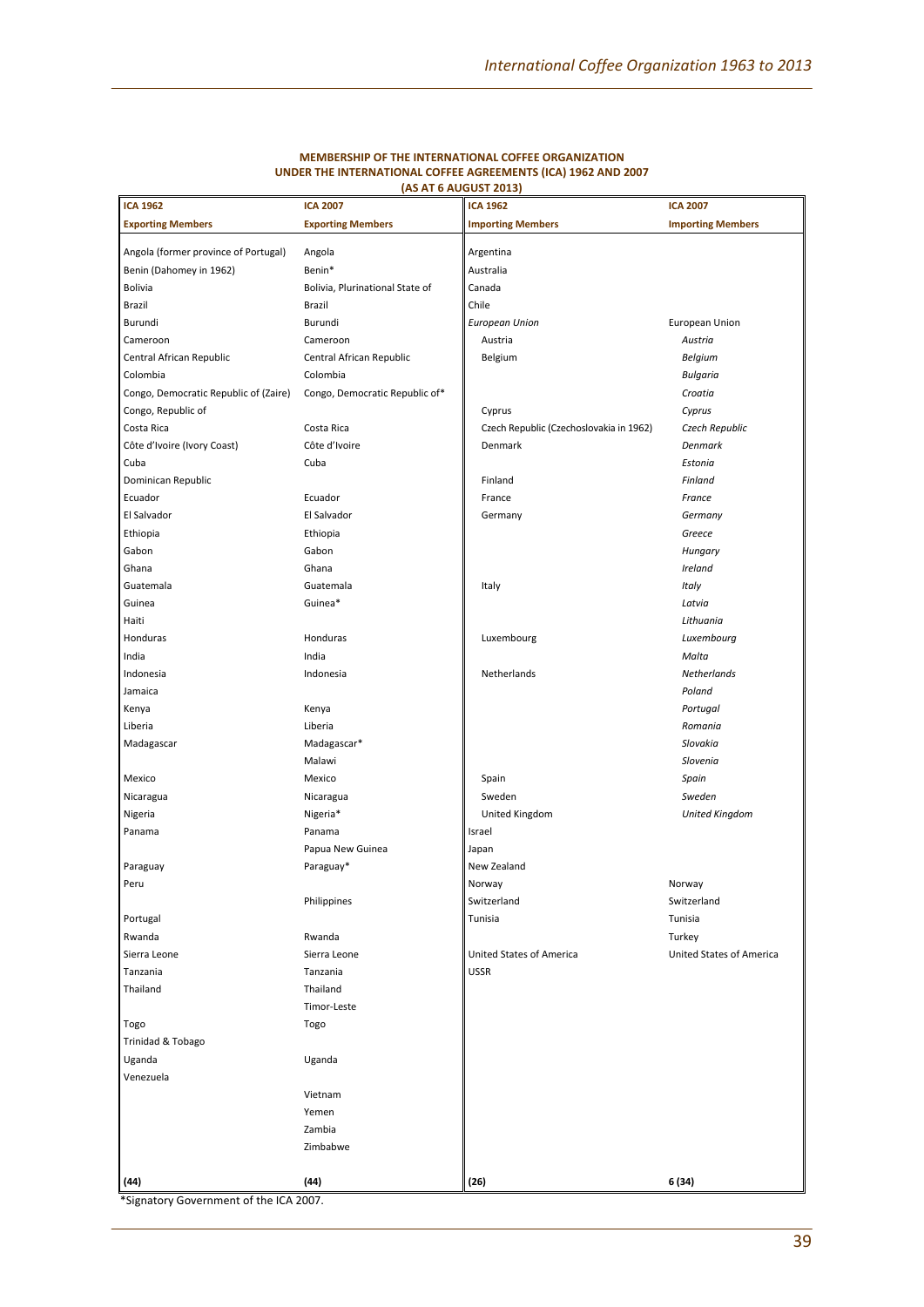**MEMBERSHIP OF THE INTERNATIONAL COFFEE ORGANIZATION UNDER THE INTERNATIONAL COFFEE AGREEMENTS (ICA) 1962 AND 2007 (AS AT 6 AUGUST 2013)**

| ICA 1962 | ICA 2007 | ICA 1962 | ICA 2007 |
|---|---|---|---|
| **Exporting Members** | **Exporting Members** | **Importing Members** | **Importing Members** |
| Angola (former province of Portugal) | Angola | Argentina | |
| Benin (Dahomey in 1962) | Benin* | Australia | |
| Bolivia | Bolivia, Plurinational State of | Canada | |
| Brazil | Brazil | Chile | |
| Burundi | Burundi | *European Union* | European Union |
| Cameroon | Cameroon | Austria | *Austria* |
| Central African Republic | Central African Republic | Belgium | *Belgium* |
| Colombia | Colombia | | *Bulgaria* |
| Congo, Democratic Republic of (Zaire) | Congo, Democratic Republic of* | | *Croatia* |
| Congo, Republic of | | Cyprus | *Cyprus* |
| Costa Rica | Costa Rica | Czech Republic (Czechoslovakia in 1962) | *Czech Republic* |
| Côte d'Ivoire (Ivory Coast) | Côte d'Ivoire | Denmark | *Denmark* |
| Cuba | Cuba | | *Estonia* |
| Dominican Republic | | Finland | *Finland* |
| Ecuador | Ecuador | France | *France* |
| El Salvador | El Salvador | Germany | *Germany* |
| Ethiopia | Ethiopia | | *Greece* |
| Gabon | Gabon | | *Hungary* |
| Ghana | Ghana | | *Ireland* |
| Guatemala | Guatemala | Italy | *Italy* |
| Guinea | Guinea* | | *Latvia* |
| Haiti | | | *Lithuania* |
| Honduras | Honduras | Luxembourg | *Luxembourg* |
| India | India | | *Malta* |
| Indonesia | Indonesia | Netherlands | *Netherlands* |
| Jamaica | | | *Poland* |
| Kenya | Kenya | | *Portugal* |
| Liberia | Liberia | | *Romania* |
| Madagascar | Madagascar* | | *Slovakia* |
| | Malawi | | *Slovenia* |
| Mexico | Mexico | Spain | *Spain* |
| Nicaragua | Nicaragua | Sweden | *Sweden* |
| Nigeria | Nigeria* | United Kingdom | *United Kingdom* |
| Panama | Panama | Israel | |
| | Papua New Guinea | Japan | |
| Paraguay | Paraguay* | New Zealand | |
| Peru | | Norway | Norway |
| | Philippines | Switzerland | Switzerland |
| Portugal | | Tunisia | Tunisia |
| Rwanda | Rwanda | | Turkey |
| Sierra Leone | Sierra Leone | United States of America | United States of America |
| Tanzania | Tanzania | USSR | |
| Thailand | Thailand | | |
| | Timor-Leste | | |
| Togo | Togo | | |
| Trinidad & Tobago | | | |
| Uganda | Uganda | | |
| Venezuela | | | |
| | Vietnam | | |
| | Yemen | | |
| | Zambia | | |
| | Zimbabwe | | |
| **(44)** | **(44)** | **(26)** | **6 (34)** |

*Signatory Government of the ICA 2007.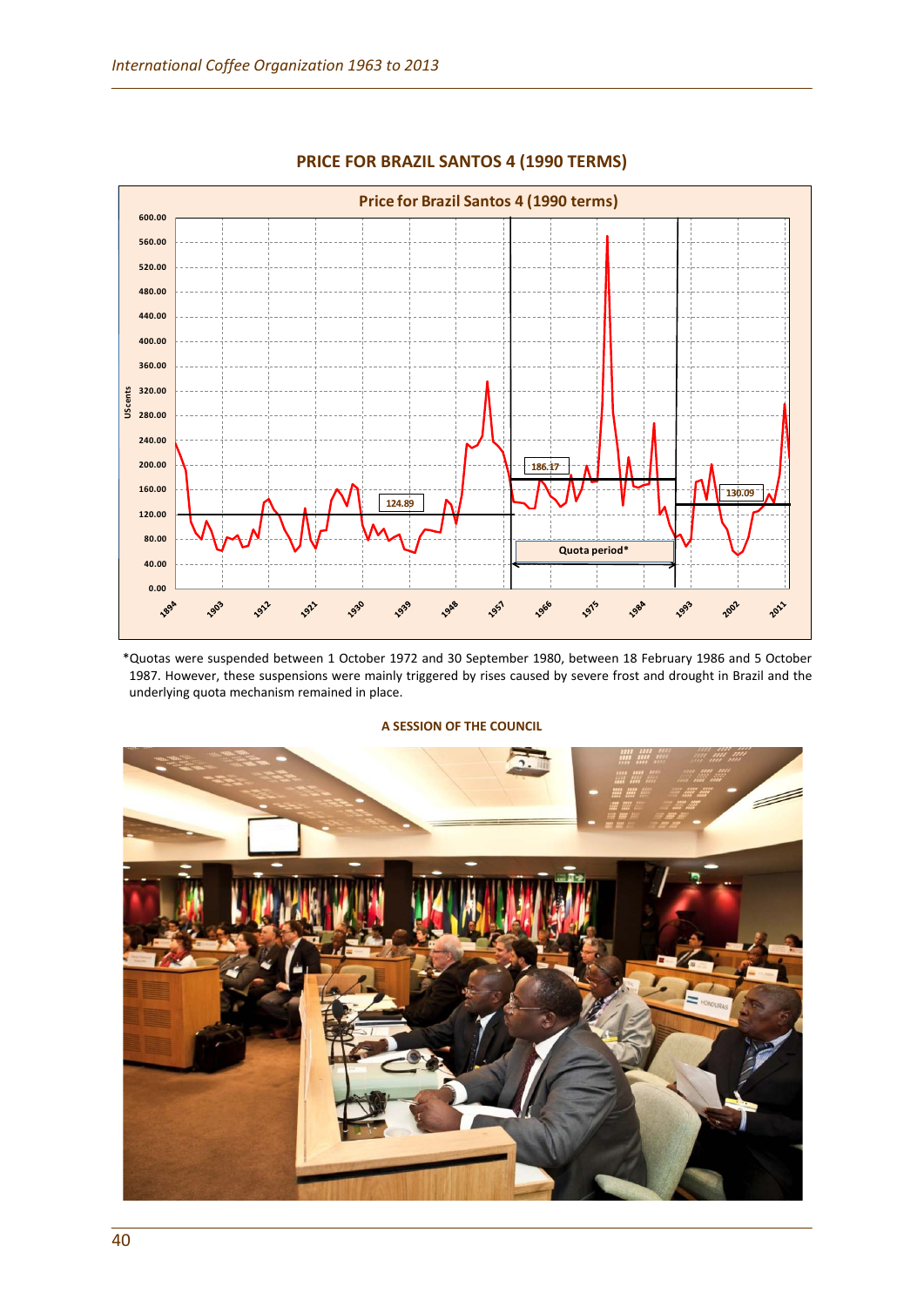## PRICE FOR BRAZIL SANTOS 4 (1990 TERMS)

*Quotas were suspended between 1 October 1972 and 30 September 1980, between 18 February 1986 and 5 October 1987. However, these suspensions were mainly triggered by rises caused by severe frost and drought in Brazil and the underlying quota mechanism remained in place.

**A SESSION OF THE COUNCIL**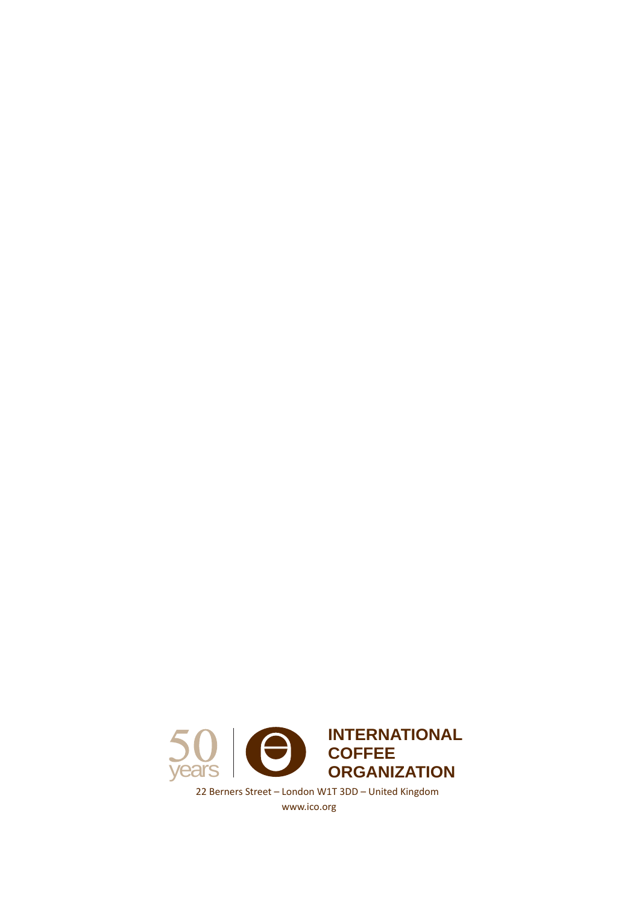50 years

INTERNATIONAL COFFEE ORGANIZATION

22 Berners Street – London W1T 3DD – United Kingdom

www.ico.org